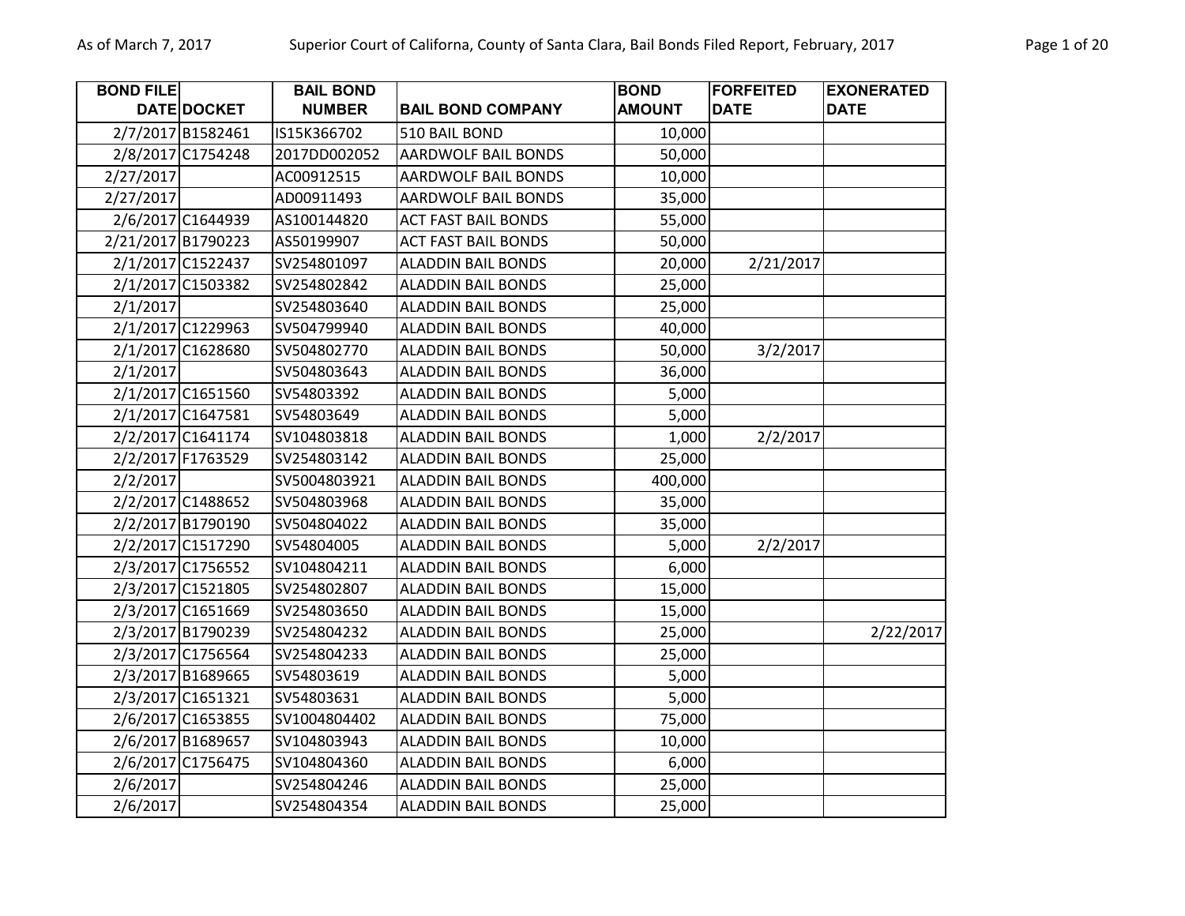| BOND FILE DATE | DOCKET | BAIL BOND NUMBER | BAIL BOND COMPANY | BOND AMOUNT | FORFEITED DATE | EXONERATED DATE |
|---|---|---|---|---|---|---|
| 2/7/2017 | B1582461 | IS15K366702 | 510 BAIL BOND | 10,000 | | |
| 2/8/2017 | C1754248 | 2017DD002052 | AARDWOLF BAIL BONDS | 50,000 | | |
| 2/27/2017 | | AC00912515 | AARDWOLF BAIL BONDS | 10,000 | | |
| 2/27/2017 | | AD00911493 | AARDWOLF BAIL BONDS | 35,000 | | |
| 2/6/2017 | C1644939 | AS100144820 | ACT FAST BAIL BONDS | 55,000 | | |
| 2/21/2017 | B1790223 | AS50199907 | ACT FAST BAIL BONDS | 50,000 | | |
| 2/1/2017 | C1522437 | SV254801097 | ALADDIN BAIL BONDS | 20,000 | 2/21/2017 | |
| 2/1/2017 | C1503382 | SV254802842 | ALADDIN BAIL BONDS | 25,000 | | |
| 2/1/2017 | | SV254803640 | ALADDIN BAIL BONDS | 25,000 | | |
| 2/1/2017 | C1229963 | SV504799940 | ALADDIN BAIL BONDS | 40,000 | | |
| 2/1/2017 | C1628680 | SV504802770 | ALADDIN BAIL BONDS | 50,000 | 3/2/2017 | |
| 2/1/2017 | | SV504803643 | ALADDIN BAIL BONDS | 36,000 | | |
| 2/1/2017 | C1651560 | SV54803392 | ALADDIN BAIL BONDS | 5,000 | | |
| 2/1/2017 | C1647581 | SV54803649 | ALADDIN BAIL BONDS | 5,000 | | |
| 2/2/2017 | C1641174 | SV104803818 | ALADDIN BAIL BONDS | 1,000 | 2/2/2017 | |
| 2/2/2017 | F1763529 | SV254803142 | ALADDIN BAIL BONDS | 25,000 | | |
| 2/2/2017 | | SV5004803921 | ALADDIN BAIL BONDS | 400,000 | | |
| 2/2/2017 | C1488652 | SV504803968 | ALADDIN BAIL BONDS | 35,000 | | |
| 2/2/2017 | B1790190 | SV504804022 | ALADDIN BAIL BONDS | 35,000 | | |
| 2/2/2017 | C1517290 | SV54804005 | ALADDIN BAIL BONDS | 5,000 | 2/2/2017 | |
| 2/3/2017 | C1756552 | SV104804211 | ALADDIN BAIL BONDS | 6,000 | | |
| 2/3/2017 | C1521805 | SV254802807 | ALADDIN BAIL BONDS | 15,000 | | |
| 2/3/2017 | C1651669 | SV254803650 | ALADDIN BAIL BONDS | 15,000 | | |
| 2/3/2017 | B1790239 | SV254804232 | ALADDIN BAIL BONDS | 25,000 | | 2/22/2017 |
| 2/3/2017 | C1756564 | SV254804233 | ALADDIN BAIL BONDS | 25,000 | | |
| 2/3/2017 | B1689665 | SV54803619 | ALADDIN BAIL BONDS | 5,000 | | |
| 2/3/2017 | C1651321 | SV54803631 | ALADDIN BAIL BONDS | 5,000 | | |
| 2/6/2017 | C1653855 | SV1004804402 | ALADDIN BAIL BONDS | 75,000 | | |
| 2/6/2017 | B1689657 | SV104803943 | ALADDIN BAIL BONDS | 10,000 | | |
| 2/6/2017 | C1756475 | SV104804360 | ALADDIN BAIL BONDS | 6,000 | | |
| 2/6/2017 | | SV254804246 | ALADDIN BAIL BONDS | 25,000 | | |
| 2/6/2017 | | SV254804354 | ALADDIN BAIL BONDS | 25,000 | | |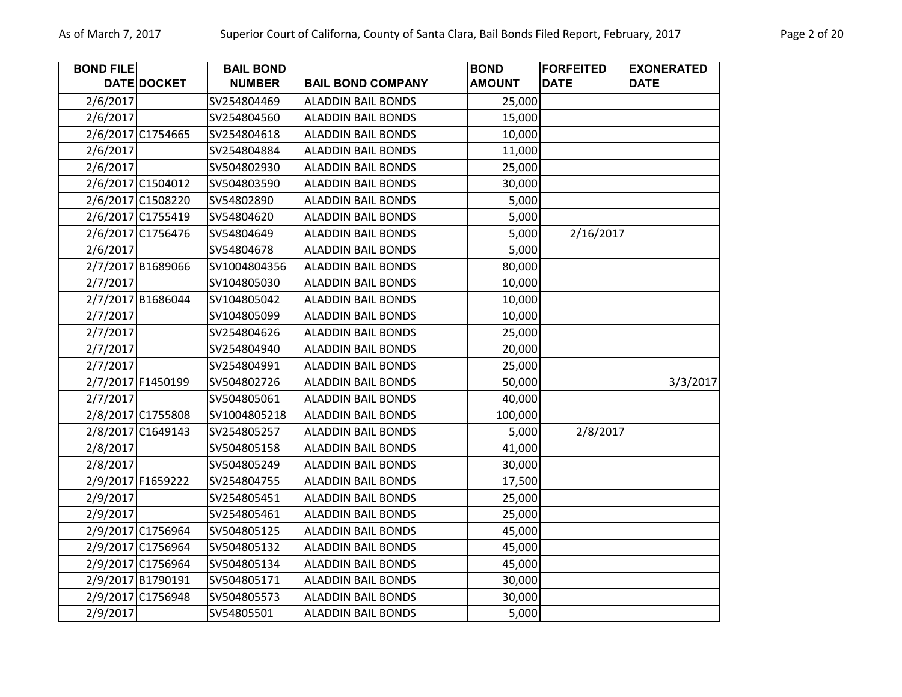| BOND FILE DATE | DOCKET | BAIL BOND NUMBER | BAIL BOND COMPANY | BOND AMOUNT | FORFEITED DATE | EXONERATED DATE |
|---|---|---|---|---|---|---|
| 2/6/2017 | | SV254804469 | ALADDIN BAIL BONDS | 25,000 | | |
| 2/6/2017 | | SV254804560 | ALADDIN BAIL BONDS | 15,000 | | |
| 2/6/2017 | C1754665 | SV254804618 | ALADDIN BAIL BONDS | 10,000 | | |
| 2/6/2017 | | SV254804884 | ALADDIN BAIL BONDS | 11,000 | | |
| 2/6/2017 | | SV504802930 | ALADDIN BAIL BONDS | 25,000 | | |
| 2/6/2017 | C1504012 | SV504803590 | ALADDIN BAIL BONDS | 30,000 | | |
| 2/6/2017 | C1508220 | SV54802890 | ALADDIN BAIL BONDS | 5,000 | | |
| 2/6/2017 | C1755419 | SV54804620 | ALADDIN BAIL BONDS | 5,000 | | |
| 2/6/2017 | C1756476 | SV54804649 | ALADDIN BAIL BONDS | 5,000 | 2/16/2017 | |
| 2/6/2017 | | SV54804678 | ALADDIN BAIL BONDS | 5,000 | | |
| 2/7/2017 | B1689066 | SV1004804356 | ALADDIN BAIL BONDS | 80,000 | | |
| 2/7/2017 | | SV104805030 | ALADDIN BAIL BONDS | 10,000 | | |
| 2/7/2017 | B1686044 | SV104805042 | ALADDIN BAIL BONDS | 10,000 | | |
| 2/7/2017 | | SV104805099 | ALADDIN BAIL BONDS | 10,000 | | |
| 2/7/2017 | | SV254804626 | ALADDIN BAIL BONDS | 25,000 | | |
| 2/7/2017 | | SV254804940 | ALADDIN BAIL BONDS | 20,000 | | |
| 2/7/2017 | | SV254804991 | ALADDIN BAIL BONDS | 25,000 | | |
| 2/7/2017 | F1450199 | SV504802726 | ALADDIN BAIL BONDS | 50,000 | | 3/3/2017 |
| 2/7/2017 | | SV504805061 | ALADDIN BAIL BONDS | 40,000 | | |
| 2/8/2017 | C1755808 | SV1004805218 | ALADDIN BAIL BONDS | 100,000 | | |
| 2/8/2017 | C1649143 | SV254805257 | ALADDIN BAIL BONDS | 5,000 | 2/8/2017 | |
| 2/8/2017 | | SV504805158 | ALADDIN BAIL BONDS | 41,000 | | |
| 2/8/2017 | | SV504805249 | ALADDIN BAIL BONDS | 30,000 | | |
| 2/9/2017 | F1659222 | SV254804755 | ALADDIN BAIL BONDS | 17,500 | | |
| 2/9/2017 | | SV254805451 | ALADDIN BAIL BONDS | 25,000 | | |
| 2/9/2017 | | SV254805461 | ALADDIN BAIL BONDS | 25,000 | | |
| 2/9/2017 | C1756964 | SV504805125 | ALADDIN BAIL BONDS | 45,000 | | |
| 2/9/2017 | C1756964 | SV504805132 | ALADDIN BAIL BONDS | 45,000 | | |
| 2/9/2017 | C1756964 | SV504805134 | ALADDIN BAIL BONDS | 45,000 | | |
| 2/9/2017 | B1790191 | SV504805171 | ALADDIN BAIL BONDS | 30,000 | | |
| 2/9/2017 | C1756948 | SV504805573 | ALADDIN BAIL BONDS | 30,000 | | |
| 2/9/2017 | | SV54805501 | ALADDIN BAIL BONDS | 5,000 | | |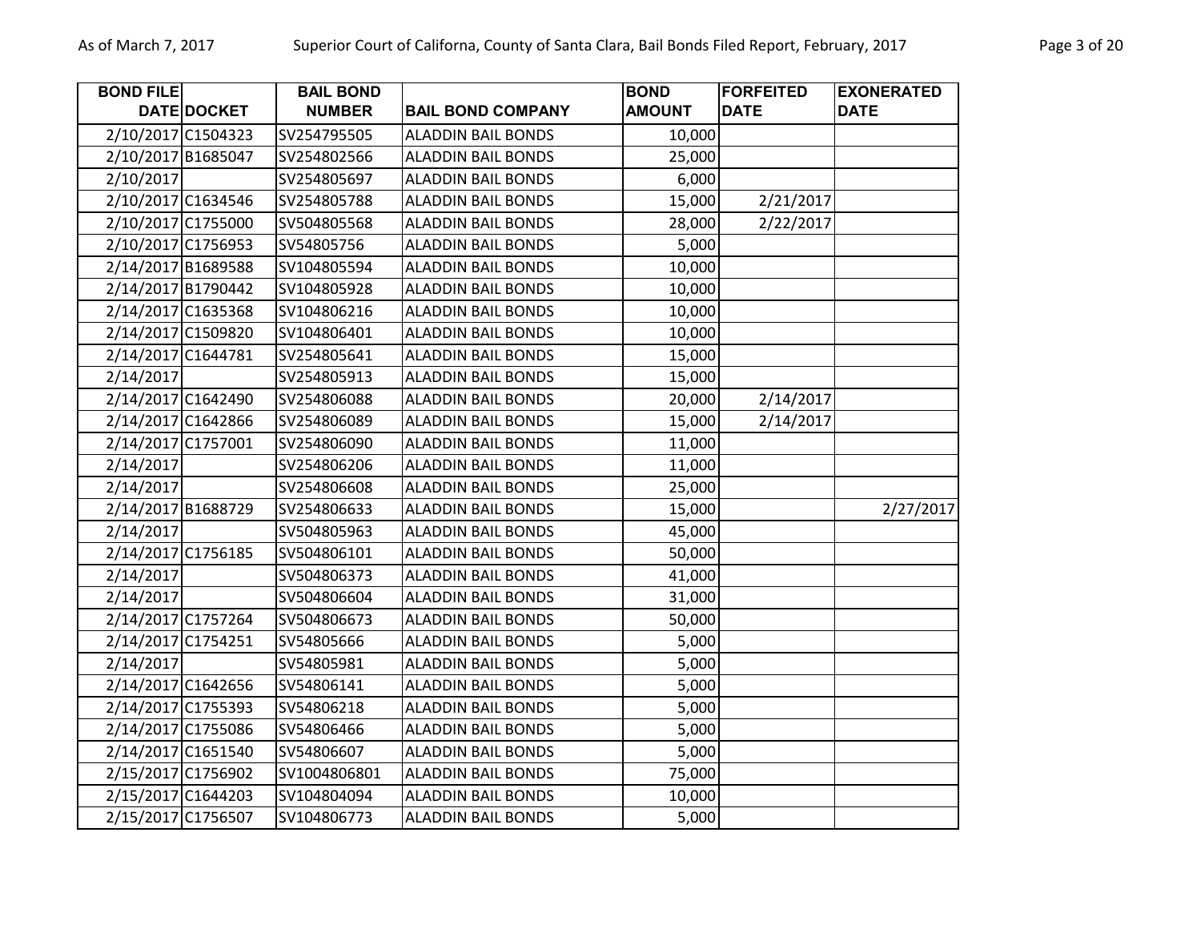| BOND FILE DATE | DOCKET | BAIL BOND NUMBER | BAIL BOND COMPANY | BOND AMOUNT | FORFEITED DATE | EXONERATED DATE |
|---|---|---|---|---|---|---|
| 2/10/2017 | C1504323 | SV254795505 | ALADDIN BAIL BONDS | 10,000 | | |
| 2/10/2017 | B1685047 | SV254802566 | ALADDIN BAIL BONDS | 25,000 | | |
| 2/10/2017 | | SV254805697 | ALADDIN BAIL BONDS | 6,000 | | |
| 2/10/2017 | C1634546 | SV254805788 | ALADDIN BAIL BONDS | 15,000 | 2/21/2017 | |
| 2/10/2017 | C1755000 | SV504805568 | ALADDIN BAIL BONDS | 28,000 | 2/22/2017 | |
| 2/10/2017 | C1756953 | SV54805756 | ALADDIN BAIL BONDS | 5,000 | | |
| 2/14/2017 | B1689588 | SV104805594 | ALADDIN BAIL BONDS | 10,000 | | |
| 2/14/2017 | B1790442 | SV104805928 | ALADDIN BAIL BONDS | 10,000 | | |
| 2/14/2017 | C1635368 | SV104806216 | ALADDIN BAIL BONDS | 10,000 | | |
| 2/14/2017 | C1509820 | SV104806401 | ALADDIN BAIL BONDS | 10,000 | | |
| 2/14/2017 | C1644781 | SV254805641 | ALADDIN BAIL BONDS | 15,000 | | |
| 2/14/2017 | | SV254805913 | ALADDIN BAIL BONDS | 15,000 | | |
| 2/14/2017 | C1642490 | SV254806088 | ALADDIN BAIL BONDS | 20,000 | 2/14/2017 | |
| 2/14/2017 | C1642866 | SV254806089 | ALADDIN BAIL BONDS | 15,000 | 2/14/2017 | |
| 2/14/2017 | C1757001 | SV254806090 | ALADDIN BAIL BONDS | 11,000 | | |
| 2/14/2017 | | SV254806206 | ALADDIN BAIL BONDS | 11,000 | | |
| 2/14/2017 | | SV254806608 | ALADDIN BAIL BONDS | 25,000 | | |
| 2/14/2017 | B1688729 | SV254806633 | ALADDIN BAIL BONDS | 15,000 | | 2/27/2017 |
| 2/14/2017 | | SV504805963 | ALADDIN BAIL BONDS | 45,000 | | |
| 2/14/2017 | C1756185 | SV504806101 | ALADDIN BAIL BONDS | 50,000 | | |
| 2/14/2017 | | SV504806373 | ALADDIN BAIL BONDS | 41,000 | | |
| 2/14/2017 | | SV504806604 | ALADDIN BAIL BONDS | 31,000 | | |
| 2/14/2017 | C1757264 | SV504806673 | ALADDIN BAIL BONDS | 50,000 | | |
| 2/14/2017 | C1754251 | SV54805666 | ALADDIN BAIL BONDS | 5,000 | | |
| 2/14/2017 | | SV54805981 | ALADDIN BAIL BONDS | 5,000 | | |
| 2/14/2017 | C1642656 | SV54806141 | ALADDIN BAIL BONDS | 5,000 | | |
| 2/14/2017 | C1755393 | SV54806218 | ALADDIN BAIL BONDS | 5,000 | | |
| 2/14/2017 | C1755086 | SV54806466 | ALADDIN BAIL BONDS | 5,000 | | |
| 2/14/2017 | C1651540 | SV54806607 | ALADDIN BAIL BONDS | 5,000 | | |
| 2/15/2017 | C1756902 | SV1004806801 | ALADDIN BAIL BONDS | 75,000 | | |
| 2/15/2017 | C1644203 | SV104804094 | ALADDIN BAIL BONDS | 10,000 | | |
| 2/15/2017 | C1756507 | SV104806773 | ALADDIN BAIL BONDS | 5,000 | | |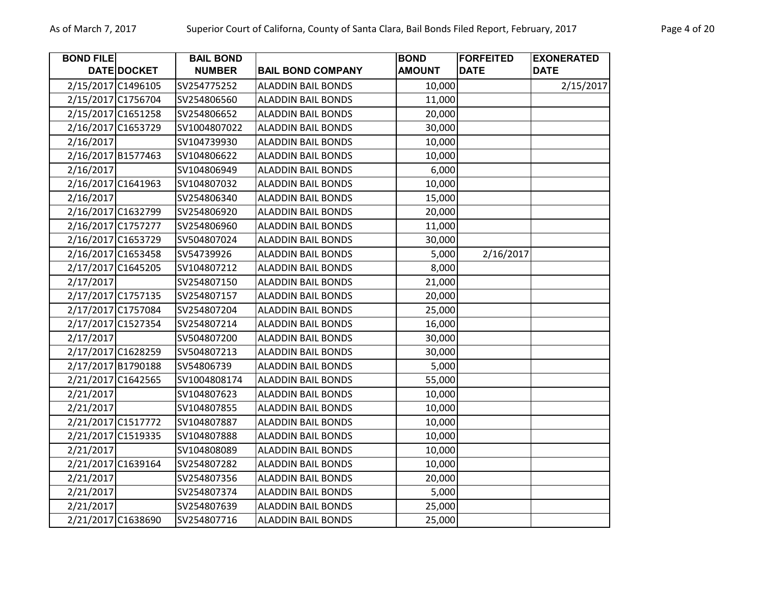| BOND FILE DATE | DOCKET | BAIL BOND NUMBER | BAIL BOND COMPANY | BOND AMOUNT | FORFEITED DATE | EXONERATED DATE |
|---|---|---|---|---|---|---|
| 2/15/2017 | C1496105 | SV254775252 | ALADDIN BAIL BONDS | 10,000 | | 2/15/2017 |
| 2/15/2017 | C1756704 | SV254806560 | ALADDIN BAIL BONDS | 11,000 | | |
| 2/15/2017 | C1651258 | SV254806652 | ALADDIN BAIL BONDS | 20,000 | | |
| 2/16/2017 | C1653729 | SV1004807022 | ALADDIN BAIL BONDS | 30,000 | | |
| 2/16/2017 | | SV104739930 | ALADDIN BAIL BONDS | 10,000 | | |
| 2/16/2017 | B1577463 | SV104806622 | ALADDIN BAIL BONDS | 10,000 | | |
| 2/16/2017 | | SV104806949 | ALADDIN BAIL BONDS | 6,000 | | |
| 2/16/2017 | C1641963 | SV104807032 | ALADDIN BAIL BONDS | 10,000 | | |
| 2/16/2017 | | SV254806340 | ALADDIN BAIL BONDS | 15,000 | | |
| 2/16/2017 | C1632799 | SV254806920 | ALADDIN BAIL BONDS | 20,000 | | |
| 2/16/2017 | C1757277 | SV254806960 | ALADDIN BAIL BONDS | 11,000 | | |
| 2/16/2017 | C1653729 | SV504807024 | ALADDIN BAIL BONDS | 30,000 | | |
| 2/16/2017 | C1653458 | SV54739926 | ALADDIN BAIL BONDS | 5,000 | 2/16/2017 | |
| 2/17/2017 | C1645205 | SV104807212 | ALADDIN BAIL BONDS | 8,000 | | |
| 2/17/2017 | | SV254807150 | ALADDIN BAIL BONDS | 21,000 | | |
| 2/17/2017 | C1757135 | SV254807157 | ALADDIN BAIL BONDS | 20,000 | | |
| 2/17/2017 | C1757084 | SV254807204 | ALADDIN BAIL BONDS | 25,000 | | |
| 2/17/2017 | C1527354 | SV254807214 | ALADDIN BAIL BONDS | 16,000 | | |
| 2/17/2017 | | SV504807200 | ALADDIN BAIL BONDS | 30,000 | | |
| 2/17/2017 | C1628259 | SV504807213 | ALADDIN BAIL BONDS | 30,000 | | |
| 2/17/2017 | B1790188 | SV54806739 | ALADDIN BAIL BONDS | 5,000 | | |
| 2/21/2017 | C1642565 | SV1004808174 | ALADDIN BAIL BONDS | 55,000 | | |
| 2/21/2017 | | SV104807623 | ALADDIN BAIL BONDS | 10,000 | | |
| 2/21/2017 | | SV104807855 | ALADDIN BAIL BONDS | 10,000 | | |
| 2/21/2017 | C1517772 | SV104807887 | ALADDIN BAIL BONDS | 10,000 | | |
| 2/21/2017 | C1519335 | SV104807888 | ALADDIN BAIL BONDS | 10,000 | | |
| 2/21/2017 | | SV104808089 | ALADDIN BAIL BONDS | 10,000 | | |
| 2/21/2017 | C1639164 | SV254807282 | ALADDIN BAIL BONDS | 10,000 | | |
| 2/21/2017 | | SV254807356 | ALADDIN BAIL BONDS | 20,000 | | |
| 2/21/2017 | | SV254807374 | ALADDIN BAIL BONDS | 5,000 | | |
| 2/21/2017 | | SV254807639 | ALADDIN BAIL BONDS | 25,000 | | |
| 2/21/2017 | C1638690 | SV254807716 | ALADDIN BAIL BONDS | 25,000 | | |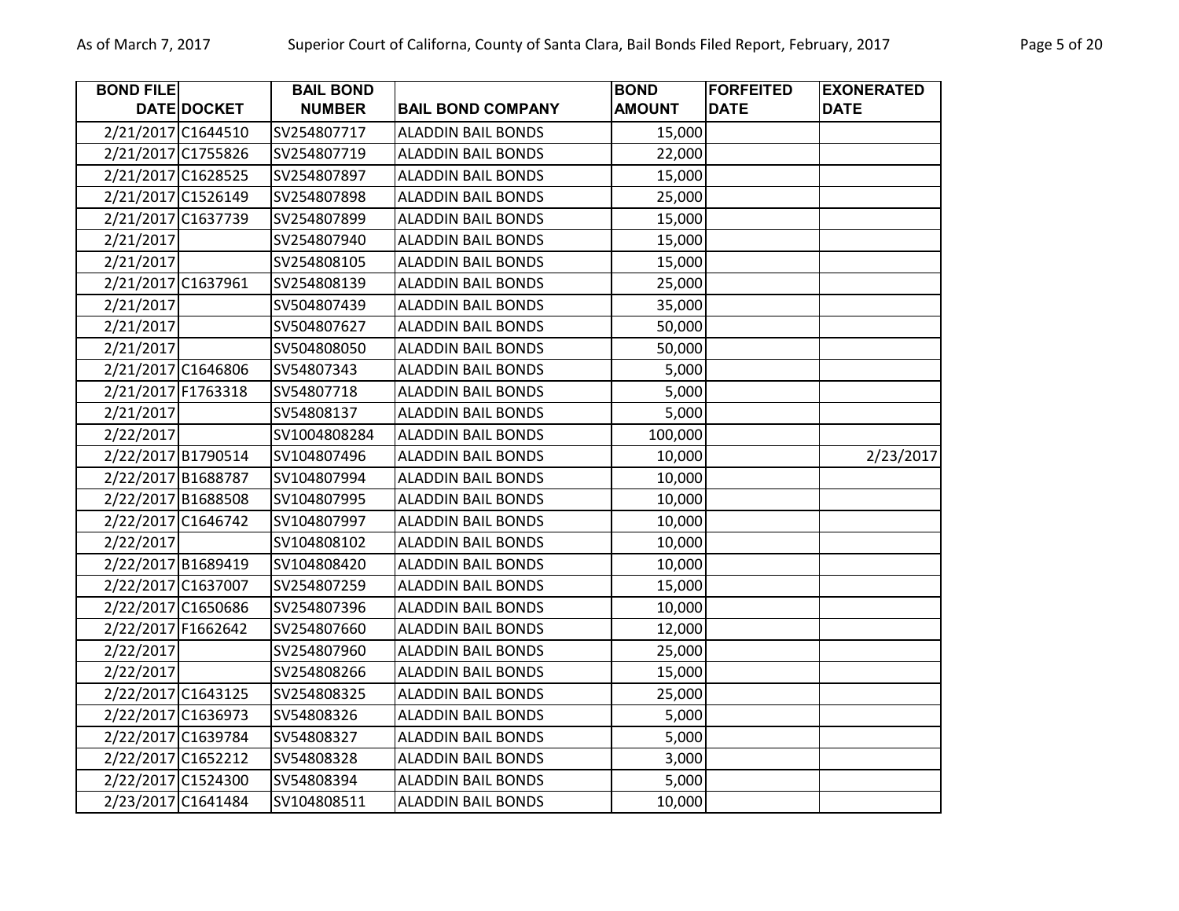| BOND FILE DATE | DOCKET | BAIL BOND NUMBER | BAIL BOND COMPANY | BOND AMOUNT | FORFEITED DATE | EXONERATED DATE |
|---|---|---|---|---|---|---|
| 2/21/2017 | C1644510 | SV254807717 | ALADDIN BAIL BONDS | 15,000 | | |
| 2/21/2017 | C1755826 | SV254807719 | ALADDIN BAIL BONDS | 22,000 | | |
| 2/21/2017 | C1628525 | SV254807897 | ALADDIN BAIL BONDS | 15,000 | | |
| 2/21/2017 | C1526149 | SV254807898 | ALADDIN BAIL BONDS | 25,000 | | |
| 2/21/2017 | C1637739 | SV254807899 | ALADDIN BAIL BONDS | 15,000 | | |
| 2/21/2017 | | SV254807940 | ALADDIN BAIL BONDS | 15,000 | | |
| 2/21/2017 | | SV254808105 | ALADDIN BAIL BONDS | 15,000 | | |
| 2/21/2017 | C1637961 | SV254808139 | ALADDIN BAIL BONDS | 25,000 | | |
| 2/21/2017 | | SV504807439 | ALADDIN BAIL BONDS | 35,000 | | |
| 2/21/2017 | | SV504807627 | ALADDIN BAIL BONDS | 50,000 | | |
| 2/21/2017 | | SV504808050 | ALADDIN BAIL BONDS | 50,000 | | |
| 2/21/2017 | C1646806 | SV54807343 | ALADDIN BAIL BONDS | 5,000 | | |
| 2/21/2017 | F1763318 | SV54807718 | ALADDIN BAIL BONDS | 5,000 | | |
| 2/21/2017 | | SV54808137 | ALADDIN BAIL BONDS | 5,000 | | |
| 2/22/2017 | | SV1004808284 | ALADDIN BAIL BONDS | 100,000 | | |
| 2/22/2017 | B1790514 | SV104807496 | ALADDIN BAIL BONDS | 10,000 | | 2/23/2017 |
| 2/22/2017 | B1688787 | SV104807994 | ALADDIN BAIL BONDS | 10,000 | | |
| 2/22/2017 | B1688508 | SV104807995 | ALADDIN BAIL BONDS | 10,000 | | |
| 2/22/2017 | C1646742 | SV104807997 | ALADDIN BAIL BONDS | 10,000 | | |
| 2/22/2017 | | SV104808102 | ALADDIN BAIL BONDS | 10,000 | | |
| 2/22/2017 | B1689419 | SV104808420 | ALADDIN BAIL BONDS | 10,000 | | |
| 2/22/2017 | C1637007 | SV254807259 | ALADDIN BAIL BONDS | 15,000 | | |
| 2/22/2017 | C1650686 | SV254807396 | ALADDIN BAIL BONDS | 10,000 | | |
| 2/22/2017 | F1662642 | SV254807660 | ALADDIN BAIL BONDS | 12,000 | | |
| 2/22/2017 | | SV254807960 | ALADDIN BAIL BONDS | 25,000 | | |
| 2/22/2017 | | SV254808266 | ALADDIN BAIL BONDS | 15,000 | | |
| 2/22/2017 | C1643125 | SV254808325 | ALADDIN BAIL BONDS | 25,000 | | |
| 2/22/2017 | C1636973 | SV54808326 | ALADDIN BAIL BONDS | 5,000 | | |
| 2/22/2017 | C1639784 | SV54808327 | ALADDIN BAIL BONDS | 5,000 | | |
| 2/22/2017 | C1652212 | SV54808328 | ALADDIN BAIL BONDS | 3,000 | | |
| 2/22/2017 | C1524300 | SV54808394 | ALADDIN BAIL BONDS | 5,000 | | |
| 2/23/2017 | C1641484 | SV104808511 | ALADDIN BAIL BONDS | 10,000 | | |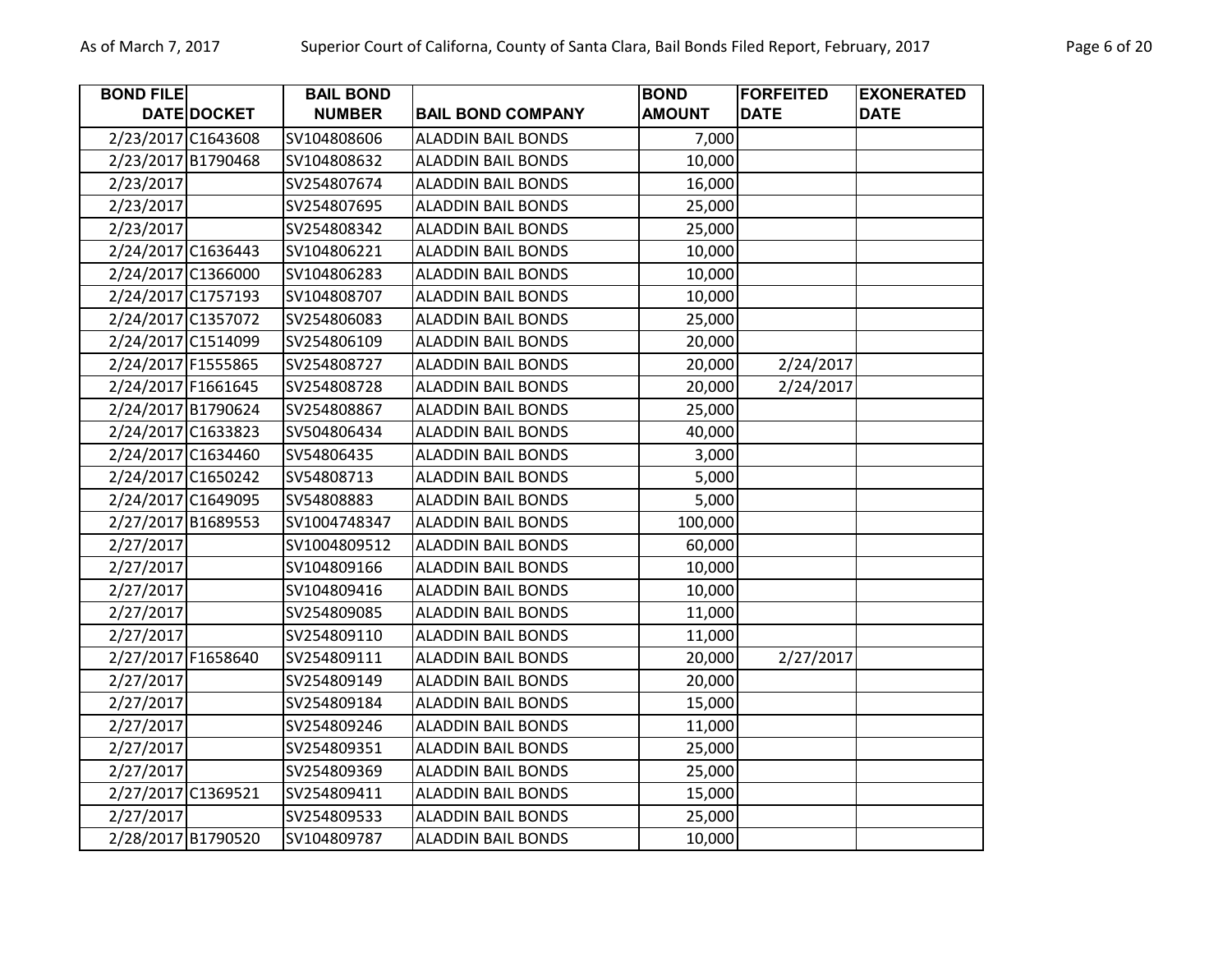| BOND FILE DATE | DOCKET | BAIL BOND NUMBER | BAIL BOND COMPANY | BOND AMOUNT | FORFEITED DATE | EXONERATED DATE |
|---|---|---|---|---|---|---|
| 2/23/2017 | C1643608 | SV104808606 | ALADDIN BAIL BONDS | 7,000 | | |
| 2/23/2017 | B1790468 | SV104808632 | ALADDIN BAIL BONDS | 10,000 | | |
| 2/23/2017 | | SV254807674 | ALADDIN BAIL BONDS | 16,000 | | |
| 2/23/2017 | | SV254807695 | ALADDIN BAIL BONDS | 25,000 | | |
| 2/23/2017 | | SV254808342 | ALADDIN BAIL BONDS | 25,000 | | |
| 2/24/2017 | C1636443 | SV104806221 | ALADDIN BAIL BONDS | 10,000 | | |
| 2/24/2017 | C1366000 | SV104806283 | ALADDIN BAIL BONDS | 10,000 | | |
| 2/24/2017 | C1757193 | SV104808707 | ALADDIN BAIL BONDS | 10,000 | | |
| 2/24/2017 | C1357072 | SV254806083 | ALADDIN BAIL BONDS | 25,000 | | |
| 2/24/2017 | C1514099 | SV254806109 | ALADDIN BAIL BONDS | 20,000 | | |
| 2/24/2017 | F1555865 | SV254808727 | ALADDIN BAIL BONDS | 20,000 | 2/24/2017 | |
| 2/24/2017 | F1661645 | SV254808728 | ALADDIN BAIL BONDS | 20,000 | 2/24/2017 | |
| 2/24/2017 | B1790624 | SV254808867 | ALADDIN BAIL BONDS | 25,000 | | |
| 2/24/2017 | C1633823 | SV504806434 | ALADDIN BAIL BONDS | 40,000 | | |
| 2/24/2017 | C1634460 | SV54806435 | ALADDIN BAIL BONDS | 3,000 | | |
| 2/24/2017 | C1650242 | SV54808713 | ALADDIN BAIL BONDS | 5,000 | | |
| 2/24/2017 | C1649095 | SV54808883 | ALADDIN BAIL BONDS | 5,000 | | |
| 2/27/2017 | B1689553 | SV1004748347 | ALADDIN BAIL BONDS | 100,000 | | |
| 2/27/2017 | | SV1004809512 | ALADDIN BAIL BONDS | 60,000 | | |
| 2/27/2017 | | SV104809166 | ALADDIN BAIL BONDS | 10,000 | | |
| 2/27/2017 | | SV104809416 | ALADDIN BAIL BONDS | 10,000 | | |
| 2/27/2017 | | SV254809085 | ALADDIN BAIL BONDS | 11,000 | | |
| 2/27/2017 | | SV254809110 | ALADDIN BAIL BONDS | 11,000 | | |
| 2/27/2017 | F1658640 | SV254809111 | ALADDIN BAIL BONDS | 20,000 | 2/27/2017 | |
| 2/27/2017 | | SV254809149 | ALADDIN BAIL BONDS | 20,000 | | |
| 2/27/2017 | | SV254809184 | ALADDIN BAIL BONDS | 15,000 | | |
| 2/27/2017 | | SV254809246 | ALADDIN BAIL BONDS | 11,000 | | |
| 2/27/2017 | | SV254809351 | ALADDIN BAIL BONDS | 25,000 | | |
| 2/27/2017 | | SV254809369 | ALADDIN BAIL BONDS | 25,000 | | |
| 2/27/2017 | C1369521 | SV254809411 | ALADDIN BAIL BONDS | 15,000 | | |
| 2/27/2017 | | SV254809533 | ALADDIN BAIL BONDS | 25,000 | | |
| 2/28/2017 | B1790520 | SV104809787 | ALADDIN BAIL BONDS | 10,000 | | |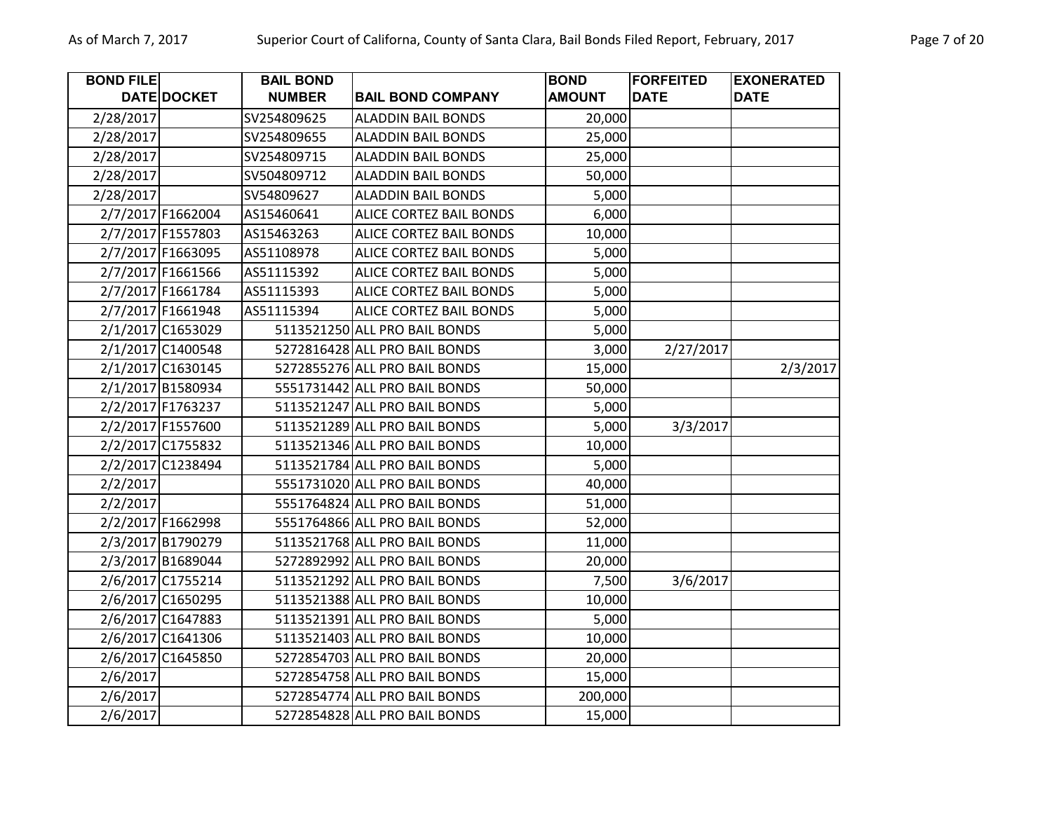| BOND FILE DATE | DOCKET | BAIL BOND NUMBER | BAIL BOND COMPANY | BOND AMOUNT | FORFEITED DATE | EXONERATED DATE |
|---|---|---|---|---|---|---|
| 2/28/2017 | | SV254809625 | ALADDIN BAIL BONDS | 20,000 | | |
| 2/28/2017 | | SV254809655 | ALADDIN BAIL BONDS | 25,000 | | |
| 2/28/2017 | | SV254809715 | ALADDIN BAIL BONDS | 25,000 | | |
| 2/28/2017 | | SV504809712 | ALADDIN BAIL BONDS | 50,000 | | |
| 2/28/2017 | | SV54809627 | ALADDIN BAIL BONDS | 5,000 | | |
| 2/7/2017 | F1662004 | AS15460641 | ALICE CORTEZ BAIL BONDS | 6,000 | | |
| 2/7/2017 | F1557803 | AS15463263 | ALICE CORTEZ BAIL BONDS | 10,000 | | |
| 2/7/2017 | F1663095 | AS51108978 | ALICE CORTEZ BAIL BONDS | 5,000 | | |
| 2/7/2017 | F1661566 | AS51115392 | ALICE CORTEZ BAIL BONDS | 5,000 | | |
| 2/7/2017 | F1661784 | AS51115393 | ALICE CORTEZ BAIL BONDS | 5,000 | | |
| 2/7/2017 | F1661948 | AS51115394 | ALICE CORTEZ BAIL BONDS | 5,000 | | |
| 2/1/2017 | C1653029 | 5113521250 | ALL PRO BAIL BONDS | 5,000 | | |
| 2/1/2017 | C1400548 | 5272816428 | ALL PRO BAIL BONDS | 3,000 | 2/27/2017 | |
| 2/1/2017 | C1630145 | 5272855276 | ALL PRO BAIL BONDS | 15,000 | | 2/3/2017 |
| 2/1/2017 | B1580934 | 5551731442 | ALL PRO BAIL BONDS | 50,000 | | |
| 2/2/2017 | F1763237 | 5113521247 | ALL PRO BAIL BONDS | 5,000 | | |
| 2/2/2017 | F1557600 | 5113521289 | ALL PRO BAIL BONDS | 5,000 | 3/3/2017 | |
| 2/2/2017 | C1755832 | 5113521346 | ALL PRO BAIL BONDS | 10,000 | | |
| 2/2/2017 | C1238494 | 5113521784 | ALL PRO BAIL BONDS | 5,000 | | |
| 2/2/2017 | | 5551731020 | ALL PRO BAIL BONDS | 40,000 | | |
| 2/2/2017 | | 5551764824 | ALL PRO BAIL BONDS | 51,000 | | |
| 2/2/2017 | F1662998 | 5551764866 | ALL PRO BAIL BONDS | 52,000 | | |
| 2/3/2017 | B1790279 | 5113521768 | ALL PRO BAIL BONDS | 11,000 | | |
| 2/3/2017 | B1689044 | 5272892992 | ALL PRO BAIL BONDS | 20,000 | | |
| 2/6/2017 | C1755214 | 5113521292 | ALL PRO BAIL BONDS | 7,500 | 3/6/2017 | |
| 2/6/2017 | C1650295 | 5113521388 | ALL PRO BAIL BONDS | 10,000 | | |
| 2/6/2017 | C1647883 | 5113521391 | ALL PRO BAIL BONDS | 5,000 | | |
| 2/6/2017 | C1641306 | 5113521403 | ALL PRO BAIL BONDS | 10,000 | | |
| 2/6/2017 | C1645850 | 5272854703 | ALL PRO BAIL BONDS | 20,000 | | |
| 2/6/2017 | | 5272854758 | ALL PRO BAIL BONDS | 15,000 | | |
| 2/6/2017 | | 5272854774 | ALL PRO BAIL BONDS | 200,000 | | |
| 2/6/2017 | | 5272854828 | ALL PRO BAIL BONDS | 15,000 | | |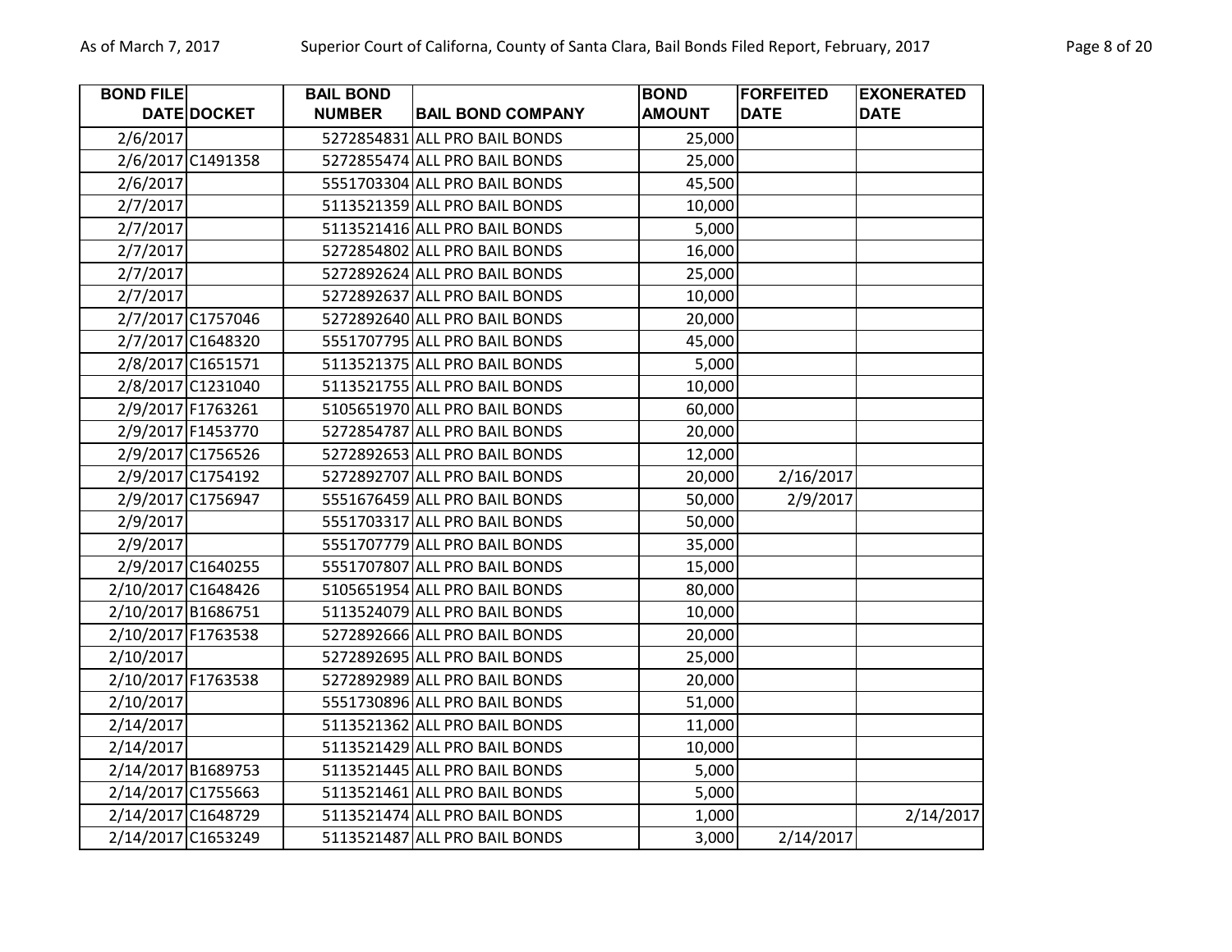| BOND FILE DATE | DOCKET | BAIL BOND NUMBER | BAIL BOND COMPANY | BOND AMOUNT | FORFEITED DATE | EXONERATED DATE |
|---|---|---|---|---|---|---|
| 2/6/2017 | | 5272854831 | ALL PRO BAIL BONDS | 25,000 | | |
| 2/6/2017 | C1491358 | 5272855474 | ALL PRO BAIL BONDS | 25,000 | | |
| 2/6/2017 | | 5551703304 | ALL PRO BAIL BONDS | 45,500 | | |
| 2/7/2017 | | 5113521359 | ALL PRO BAIL BONDS | 10,000 | | |
| 2/7/2017 | | 5113521416 | ALL PRO BAIL BONDS | 5,000 | | |
| 2/7/2017 | | 5272854802 | ALL PRO BAIL BONDS | 16,000 | | |
| 2/7/2017 | | 5272892624 | ALL PRO BAIL BONDS | 25,000 | | |
| 2/7/2017 | | 5272892637 | ALL PRO BAIL BONDS | 10,000 | | |
| 2/7/2017 | C1757046 | 5272892640 | ALL PRO BAIL BONDS | 20,000 | | |
| 2/7/2017 | C1648320 | 5551707795 | ALL PRO BAIL BONDS | 45,000 | | |
| 2/8/2017 | C1651571 | 5113521375 | ALL PRO BAIL BONDS | 5,000 | | |
| 2/8/2017 | C1231040 | 5113521755 | ALL PRO BAIL BONDS | 10,000 | | |
| 2/9/2017 | F1763261 | 5105651970 | ALL PRO BAIL BONDS | 60,000 | | |
| 2/9/2017 | F1453770 | 5272854787 | ALL PRO BAIL BONDS | 20,000 | | |
| 2/9/2017 | C1756526 | 5272892653 | ALL PRO BAIL BONDS | 12,000 | | |
| 2/9/2017 | C1754192 | 5272892707 | ALL PRO BAIL BONDS | 20,000 | 2/16/2017 | |
| 2/9/2017 | C1756947 | 5551676459 | ALL PRO BAIL BONDS | 50,000 | 2/9/2017 | |
| 2/9/2017 | | 5551703317 | ALL PRO BAIL BONDS | 50,000 | | |
| 2/9/2017 | | 5551707779 | ALL PRO BAIL BONDS | 35,000 | | |
| 2/9/2017 | C1640255 | 5551707807 | ALL PRO BAIL BONDS | 15,000 | | |
| 2/10/2017 | C1648426 | 5105651954 | ALL PRO BAIL BONDS | 80,000 | | |
| 2/10/2017 | B1686751 | 5113524079 | ALL PRO BAIL BONDS | 10,000 | | |
| 2/10/2017 | F1763538 | 5272892666 | ALL PRO BAIL BONDS | 20,000 | | |
| 2/10/2017 | | 5272892695 | ALL PRO BAIL BONDS | 25,000 | | |
| 2/10/2017 | F1763538 | 5272892989 | ALL PRO BAIL BONDS | 20,000 | | |
| 2/10/2017 | | 5551730896 | ALL PRO BAIL BONDS | 51,000 | | |
| 2/14/2017 | | 5113521362 | ALL PRO BAIL BONDS | 11,000 | | |
| 2/14/2017 | | 5113521429 | ALL PRO BAIL BONDS | 10,000 | | |
| 2/14/2017 | B1689753 | 5113521445 | ALL PRO BAIL BONDS | 5,000 | | |
| 2/14/2017 | C1755663 | 5113521461 | ALL PRO BAIL BONDS | 5,000 | | |
| 2/14/2017 | C1648729 | 5113521474 | ALL PRO BAIL BONDS | 1,000 | | 2/14/2017 |
| 2/14/2017 | C1653249 | 5113521487 | ALL PRO BAIL BONDS | 3,000 | 2/14/2017 | |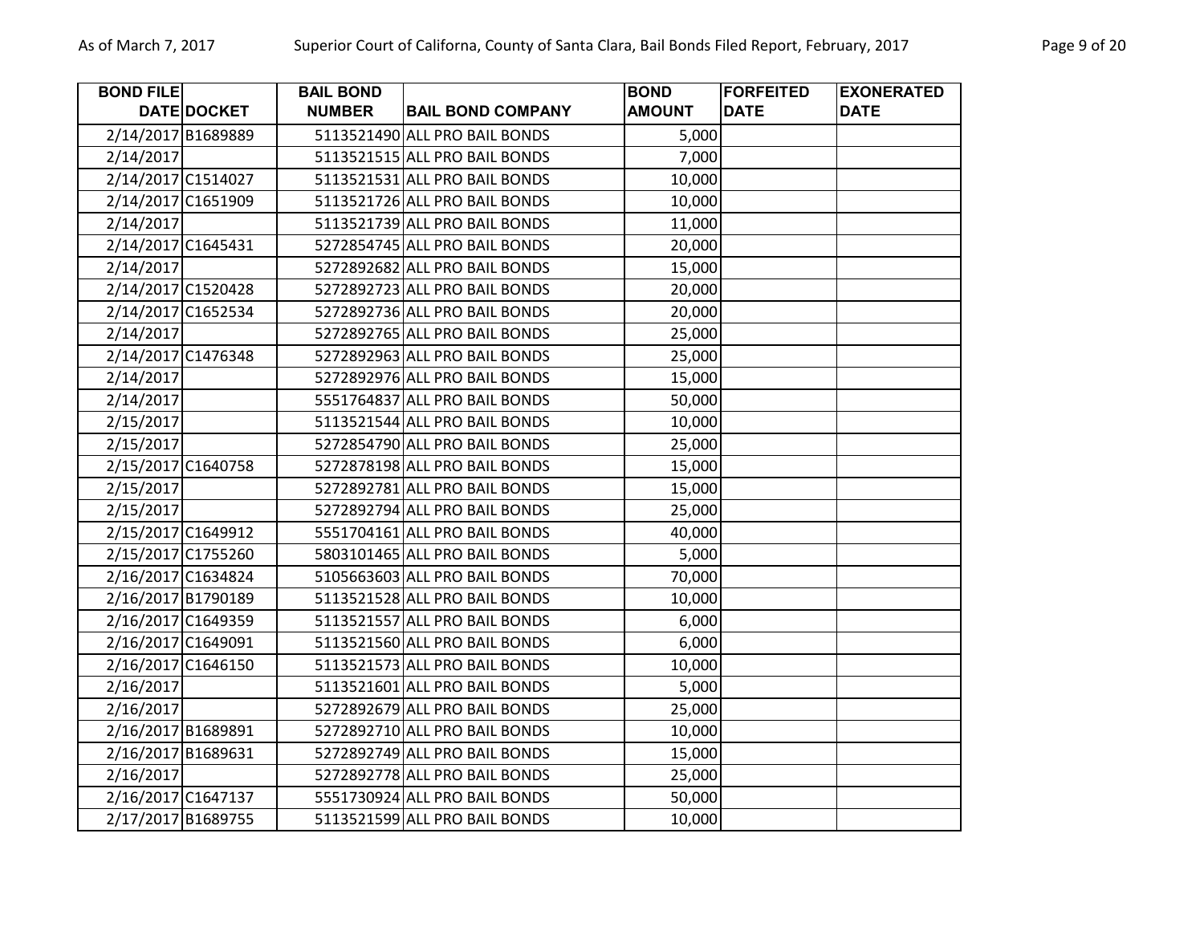| BOND FILE DATE | DOCKET | BAIL BOND NUMBER | BAIL BOND COMPANY | BOND AMOUNT | FORFEITED DATE | EXONERATED DATE |
|---|---|---|---|---|---|---|
| 2/14/2017 | B1689889 | 5113521490 | ALL PRO BAIL BONDS | 5,000 | | |
| 2/14/2017 | | 5113521515 | ALL PRO BAIL BONDS | 7,000 | | |
| 2/14/2017 | C1514027 | 5113521531 | ALL PRO BAIL BONDS | 10,000 | | |
| 2/14/2017 | C1651909 | 5113521726 | ALL PRO BAIL BONDS | 10,000 | | |
| 2/14/2017 | | 5113521739 | ALL PRO BAIL BONDS | 11,000 | | |
| 2/14/2017 | C1645431 | 5272854745 | ALL PRO BAIL BONDS | 20,000 | | |
| 2/14/2017 | | 5272892682 | ALL PRO BAIL BONDS | 15,000 | | |
| 2/14/2017 | C1520428 | 5272892723 | ALL PRO BAIL BONDS | 20,000 | | |
| 2/14/2017 | C1652534 | 5272892736 | ALL PRO BAIL BONDS | 20,000 | | |
| 2/14/2017 | | 5272892765 | ALL PRO BAIL BONDS | 25,000 | | |
| 2/14/2017 | C1476348 | 5272892963 | ALL PRO BAIL BONDS | 25,000 | | |
| 2/14/2017 | | 5272892976 | ALL PRO BAIL BONDS | 15,000 | | |
| 2/14/2017 | | 5551764837 | ALL PRO BAIL BONDS | 50,000 | | |
| 2/15/2017 | | 5113521544 | ALL PRO BAIL BONDS | 10,000 | | |
| 2/15/2017 | | 5272854790 | ALL PRO BAIL BONDS | 25,000 | | |
| 2/15/2017 | C1640758 | 5272878198 | ALL PRO BAIL BONDS | 15,000 | | |
| 2/15/2017 | | 5272892781 | ALL PRO BAIL BONDS | 15,000 | | |
| 2/15/2017 | | 5272892794 | ALL PRO BAIL BONDS | 25,000 | | |
| 2/15/2017 | C1649912 | 5551704161 | ALL PRO BAIL BONDS | 40,000 | | |
| 2/15/2017 | C1755260 | 5803101465 | ALL PRO BAIL BONDS | 5,000 | | |
| 2/16/2017 | C1634824 | 5105663603 | ALL PRO BAIL BONDS | 70,000 | | |
| 2/16/2017 | B1790189 | 5113521528 | ALL PRO BAIL BONDS | 10,000 | | |
| 2/16/2017 | C1649359 | 5113521557 | ALL PRO BAIL BONDS | 6,000 | | |
| 2/16/2017 | C1649091 | 5113521560 | ALL PRO BAIL BONDS | 6,000 | | |
| 2/16/2017 | C1646150 | 5113521573 | ALL PRO BAIL BONDS | 10,000 | | |
| 2/16/2017 | | 5113521601 | ALL PRO BAIL BONDS | 5,000 | | |
| 2/16/2017 | | 5272892679 | ALL PRO BAIL BONDS | 25,000 | | |
| 2/16/2017 | B1689891 | 5272892710 | ALL PRO BAIL BONDS | 10,000 | | |
| 2/16/2017 | B1689631 | 5272892749 | ALL PRO BAIL BONDS | 15,000 | | |
| 2/16/2017 | | 5272892778 | ALL PRO BAIL BONDS | 25,000 | | |
| 2/16/2017 | C1647137 | 5551730924 | ALL PRO BAIL BONDS | 50,000 | | |
| 2/17/2017 | B1689755 | 5113521599 | ALL PRO BAIL BONDS | 10,000 | | |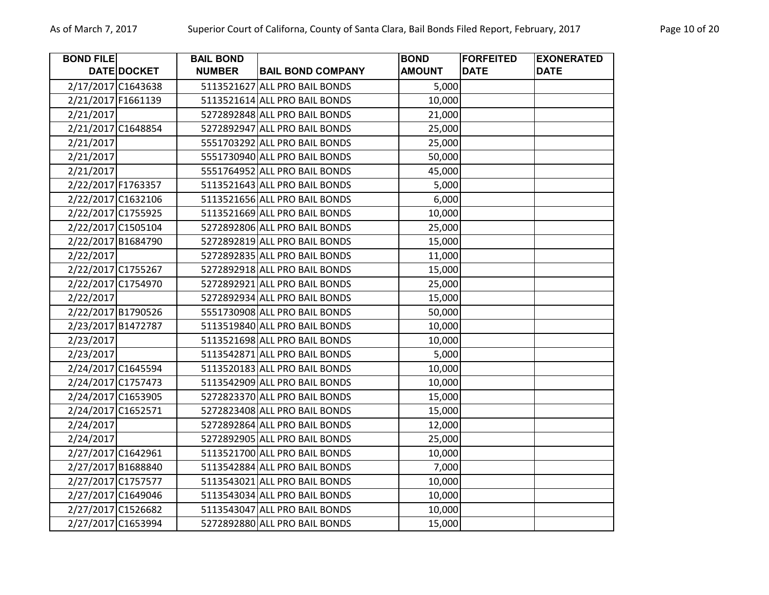| BOND FILE DATE | DOCKET | BAIL BOND NUMBER | BAIL BOND COMPANY | BOND AMOUNT | FORFEITED DATE | EXONERATED DATE |
|---|---|---|---|---|---|---|
| 2/17/2017 | C1643638 | 5113521627 | ALL PRO BAIL BONDS | 5,000 | | |
| 2/21/2017 | F1661139 | 5113521614 | ALL PRO BAIL BONDS | 10,000 | | |
| 2/21/2017 | | 5272892848 | ALL PRO BAIL BONDS | 21,000 | | |
| 2/21/2017 | C1648854 | 5272892947 | ALL PRO BAIL BONDS | 25,000 | | |
| 2/21/2017 | | 5551703292 | ALL PRO BAIL BONDS | 25,000 | | |
| 2/21/2017 | | 5551730940 | ALL PRO BAIL BONDS | 50,000 | | |
| 2/21/2017 | | 5551764952 | ALL PRO BAIL BONDS | 45,000 | | |
| 2/22/2017 | F1763357 | 5113521643 | ALL PRO BAIL BONDS | 5,000 | | |
| 2/22/2017 | C1632106 | 5113521656 | ALL PRO BAIL BONDS | 6,000 | | |
| 2/22/2017 | C1755925 | 5113521669 | ALL PRO BAIL BONDS | 10,000 | | |
| 2/22/2017 | C1505104 | 5272892806 | ALL PRO BAIL BONDS | 25,000 | | |
| 2/22/2017 | B1684790 | 5272892819 | ALL PRO BAIL BONDS | 15,000 | | |
| 2/22/2017 | | 5272892835 | ALL PRO BAIL BONDS | 11,000 | | |
| 2/22/2017 | C1755267 | 5272892918 | ALL PRO BAIL BONDS | 15,000 | | |
| 2/22/2017 | C1754970 | 5272892921 | ALL PRO BAIL BONDS | 25,000 | | |
| 2/22/2017 | | 5272892934 | ALL PRO BAIL BONDS | 15,000 | | |
| 2/22/2017 | B1790526 | 5551730908 | ALL PRO BAIL BONDS | 50,000 | | |
| 2/23/2017 | B1472787 | 5113519840 | ALL PRO BAIL BONDS | 10,000 | | |
| 2/23/2017 | | 5113521698 | ALL PRO BAIL BONDS | 10,000 | | |
| 2/23/2017 | | 5113542871 | ALL PRO BAIL BONDS | 5,000 | | |
| 2/24/2017 | C1645594 | 5113520183 | ALL PRO BAIL BONDS | 10,000 | | |
| 2/24/2017 | C1757473 | 5113542909 | ALL PRO BAIL BONDS | 10,000 | | |
| 2/24/2017 | C1653905 | 5272823370 | ALL PRO BAIL BONDS | 15,000 | | |
| 2/24/2017 | C1652571 | 5272823408 | ALL PRO BAIL BONDS | 15,000 | | |
| 2/24/2017 | | 5272892864 | ALL PRO BAIL BONDS | 12,000 | | |
| 2/24/2017 | | 5272892905 | ALL PRO BAIL BONDS | 25,000 | | |
| 2/27/2017 | C1642961 | 5113521700 | ALL PRO BAIL BONDS | 10,000 | | |
| 2/27/2017 | B1688840 | 5113542884 | ALL PRO BAIL BONDS | 7,000 | | |
| 2/27/2017 | C1757577 | 5113543021 | ALL PRO BAIL BONDS | 10,000 | | |
| 2/27/2017 | C1649046 | 5113543034 | ALL PRO BAIL BONDS | 10,000 | | |
| 2/27/2017 | C1526682 | 5113543047 | ALL PRO BAIL BONDS | 10,000 | | |
| 2/27/2017 | C1653994 | 5272892880 | ALL PRO BAIL BONDS | 15,000 | | |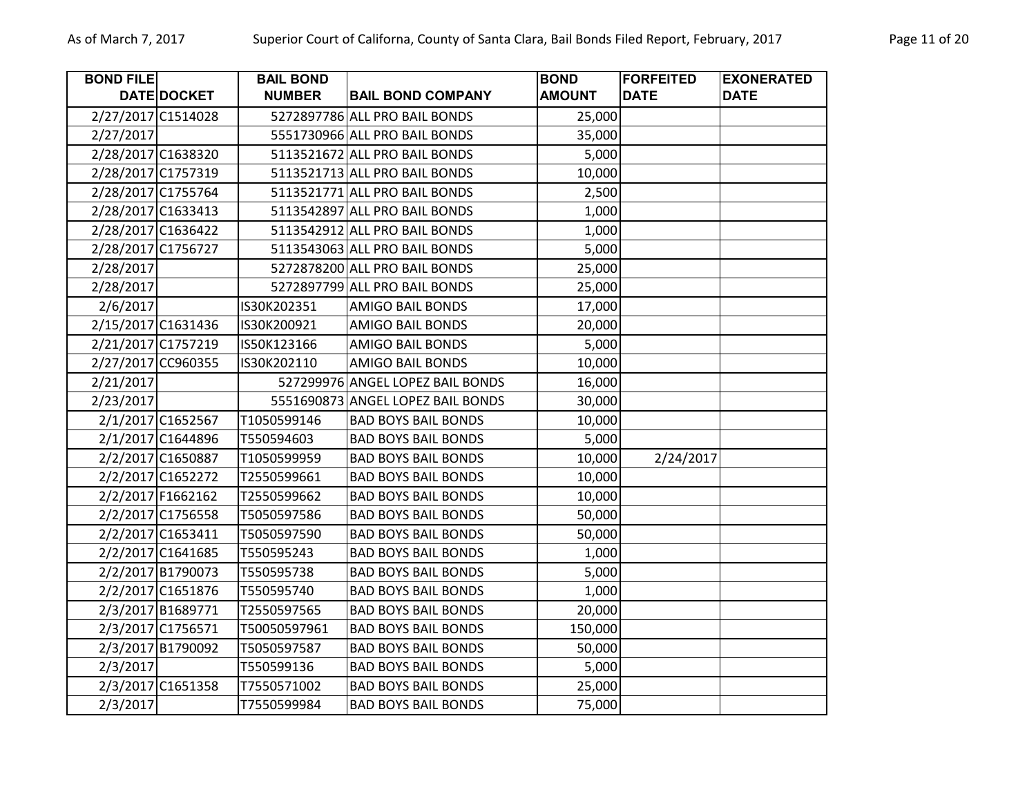| BOND FILE DATE | DOCKET | BAIL BOND NUMBER | BAIL BOND COMPANY | BOND AMOUNT | FORFEITED DATE | EXONERATED DATE |
|---|---|---|---|---|---|---|
| 2/27/2017 | C1514028 | 5272897786 | ALL PRO BAIL BONDS | 25,000 | | |
| 2/27/2017 | | 5551730966 | ALL PRO BAIL BONDS | 35,000 | | |
| 2/28/2017 | C1638320 | 5113521672 | ALL PRO BAIL BONDS | 5,000 | | |
| 2/28/2017 | C1757319 | 5113521713 | ALL PRO BAIL BONDS | 10,000 | | |
| 2/28/2017 | C1755764 | 5113521771 | ALL PRO BAIL BONDS | 2,500 | | |
| 2/28/2017 | C1633413 | 5113542897 | ALL PRO BAIL BONDS | 1,000 | | |
| 2/28/2017 | C1636422 | 5113542912 | ALL PRO BAIL BONDS | 1,000 | | |
| 2/28/2017 | C1756727 | 5113543063 | ALL PRO BAIL BONDS | 5,000 | | |
| 2/28/2017 | | 5272878200 | ALL PRO BAIL BONDS | 25,000 | | |
| 2/28/2017 | | 5272897799 | ALL PRO BAIL BONDS | 25,000 | | |
| 2/6/2017 | | IS30K202351 | AMIGO BAIL BONDS | 17,000 | | |
| 2/15/2017 | C1631436 | IS30K200921 | AMIGO BAIL BONDS | 20,000 | | |
| 2/21/2017 | C1757219 | IS50K123166 | AMIGO BAIL BONDS | 5,000 | | |
| 2/27/2017 | CC960355 | IS30K202110 | AMIGO BAIL BONDS | 10,000 | | |
| 2/21/2017 | | 527299976 | ANGEL LOPEZ BAIL BONDS | 16,000 | | |
| 2/23/2017 | | 5551690873 | ANGEL LOPEZ BAIL BONDS | 30,000 | | |
| 2/1/2017 | C1652567 | T1050599146 | BAD BOYS BAIL BONDS | 10,000 | | |
| 2/1/2017 | C1644896 | T550594603 | BAD BOYS BAIL BONDS | 5,000 | | |
| 2/2/2017 | C1650887 | T1050599959 | BAD BOYS BAIL BONDS | 10,000 | 2/24/2017 | |
| 2/2/2017 | C1652272 | T2550599661 | BAD BOYS BAIL BONDS | 10,000 | | |
| 2/2/2017 | F1662162 | T2550599662 | BAD BOYS BAIL BONDS | 10,000 | | |
| 2/2/2017 | C1756558 | T5050597586 | BAD BOYS BAIL BONDS | 50,000 | | |
| 2/2/2017 | C1653411 | T5050597590 | BAD BOYS BAIL BONDS | 50,000 | | |
| 2/2/2017 | C1641685 | T550595243 | BAD BOYS BAIL BONDS | 1,000 | | |
| 2/2/2017 | B1790073 | T550595738 | BAD BOYS BAIL BONDS | 5,000 | | |
| 2/2/2017 | C1651876 | T550595740 | BAD BOYS BAIL BONDS | 1,000 | | |
| 2/3/2017 | B1689771 | T2550597565 | BAD BOYS BAIL BONDS | 20,000 | | |
| 2/3/2017 | C1756571 | T50050597961 | BAD BOYS BAIL BONDS | 150,000 | | |
| 2/3/2017 | B1790092 | T5050597587 | BAD BOYS BAIL BONDS | 50,000 | | |
| 2/3/2017 | | T550599136 | BAD BOYS BAIL BONDS | 5,000 | | |
| 2/3/2017 | C1651358 | T7550571002 | BAD BOYS BAIL BONDS | 25,000 | | |
| 2/3/2017 | | T7550599984 | BAD BOYS BAIL BONDS | 75,000 | | |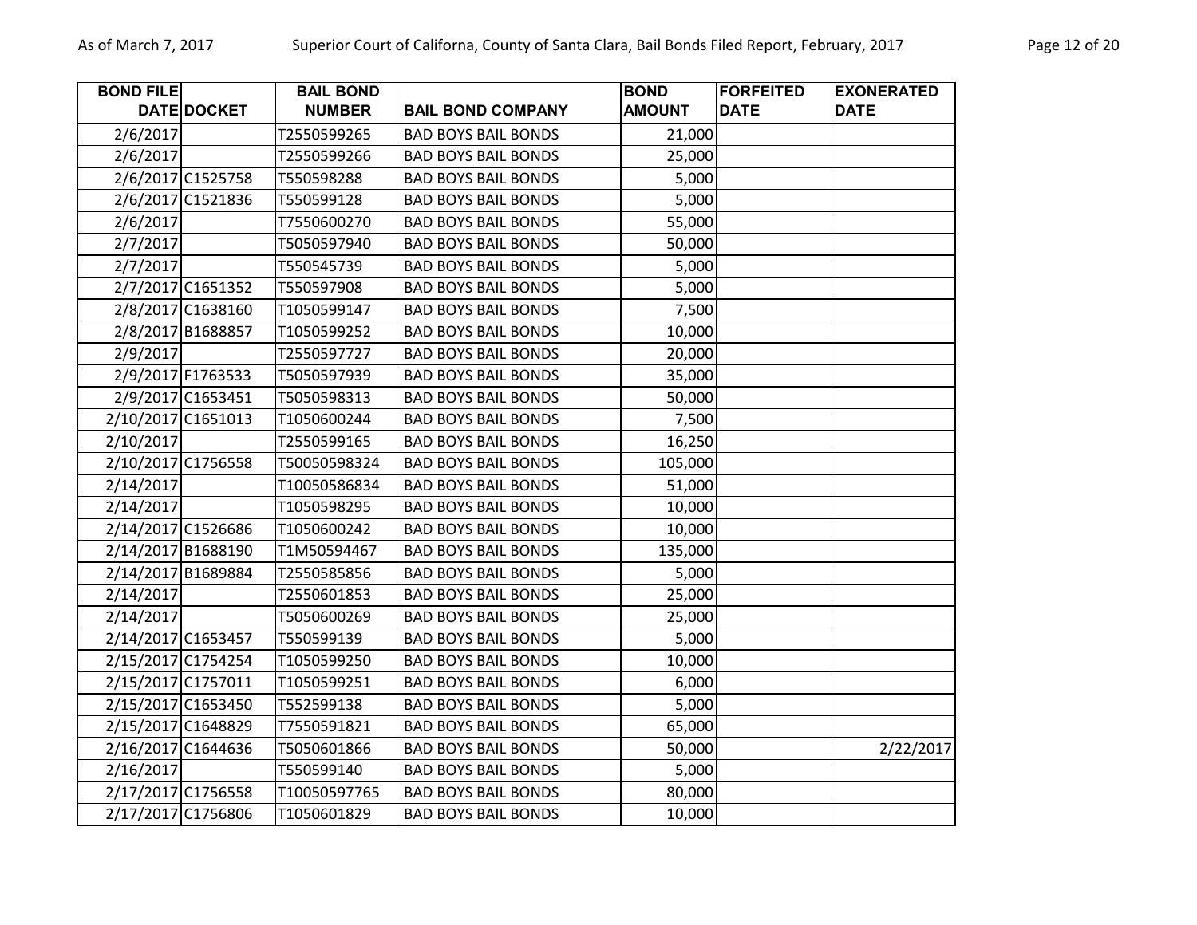| BOND FILE DATE | DOCKET | BAIL BOND NUMBER | BAIL BOND COMPANY | BOND AMOUNT | FORFEITED DATE | EXONERATED DATE |
|---|---|---|---|---|---|---|
| 2/6/2017 | | T2550599265 | BAD BOYS BAIL BONDS | 21,000 | | |
| 2/6/2017 | | T2550599266 | BAD BOYS BAIL BONDS | 25,000 | | |
| 2/6/2017 | C1525758 | T550598288 | BAD BOYS BAIL BONDS | 5,000 | | |
| 2/6/2017 | C1521836 | T550599128 | BAD BOYS BAIL BONDS | 5,000 | | |
| 2/6/2017 | | T7550600270 | BAD BOYS BAIL BONDS | 55,000 | | |
| 2/7/2017 | | T5050597940 | BAD BOYS BAIL BONDS | 50,000 | | |
| 2/7/2017 | | T550545739 | BAD BOYS BAIL BONDS | 5,000 | | |
| 2/7/2017 | C1651352 | T550597908 | BAD BOYS BAIL BONDS | 5,000 | | |
| 2/8/2017 | C1638160 | T1050599147 | BAD BOYS BAIL BONDS | 7,500 | | |
| 2/8/2017 | B1688857 | T1050599252 | BAD BOYS BAIL BONDS | 10,000 | | |
| 2/9/2017 | | T2550597727 | BAD BOYS BAIL BONDS | 20,000 | | |
| 2/9/2017 | F1763533 | T5050597939 | BAD BOYS BAIL BONDS | 35,000 | | |
| 2/9/2017 | C1653451 | T5050598313 | BAD BOYS BAIL BONDS | 50,000 | | |
| 2/10/2017 | C1651013 | T1050600244 | BAD BOYS BAIL BONDS | 7,500 | | |
| 2/10/2017 | | T2550599165 | BAD BOYS BAIL BONDS | 16,250 | | |
| 2/10/2017 | C1756558 | T50050598324 | BAD BOYS BAIL BONDS | 105,000 | | |
| 2/14/2017 | | T10050586834 | BAD BOYS BAIL BONDS | 51,000 | | |
| 2/14/2017 | | T1050598295 | BAD BOYS BAIL BONDS | 10,000 | | |
| 2/14/2017 | C1526686 | T1050600242 | BAD BOYS BAIL BONDS | 10,000 | | |
| 2/14/2017 | B1688190 | T1M50594467 | BAD BOYS BAIL BONDS | 135,000 | | |
| 2/14/2017 | B1689884 | T2550585856 | BAD BOYS BAIL BONDS | 5,000 | | |
| 2/14/2017 | | T2550601853 | BAD BOYS BAIL BONDS | 25,000 | | |
| 2/14/2017 | | T5050600269 | BAD BOYS BAIL BONDS | 25,000 | | |
| 2/14/2017 | C1653457 | T550599139 | BAD BOYS BAIL BONDS | 5,000 | | |
| 2/15/2017 | C1754254 | T1050599250 | BAD BOYS BAIL BONDS | 10,000 | | |
| 2/15/2017 | C1757011 | T1050599251 | BAD BOYS BAIL BONDS | 6,000 | | |
| 2/15/2017 | C1653450 | T552599138 | BAD BOYS BAIL BONDS | 5,000 | | |
| 2/15/2017 | C1648829 | T7550591821 | BAD BOYS BAIL BONDS | 65,000 | | |
| 2/16/2017 | C1644636 | T5050601866 | BAD BOYS BAIL BONDS | 50,000 | | 2/22/2017 |
| 2/16/2017 | | T550599140 | BAD BOYS BAIL BONDS | 5,000 | | |
| 2/17/2017 | C1756558 | T10050597765 | BAD BOYS BAIL BONDS | 80,000 | | |
| 2/17/2017 | C1756806 | T1050601829 | BAD BOYS BAIL BONDS | 10,000 | | |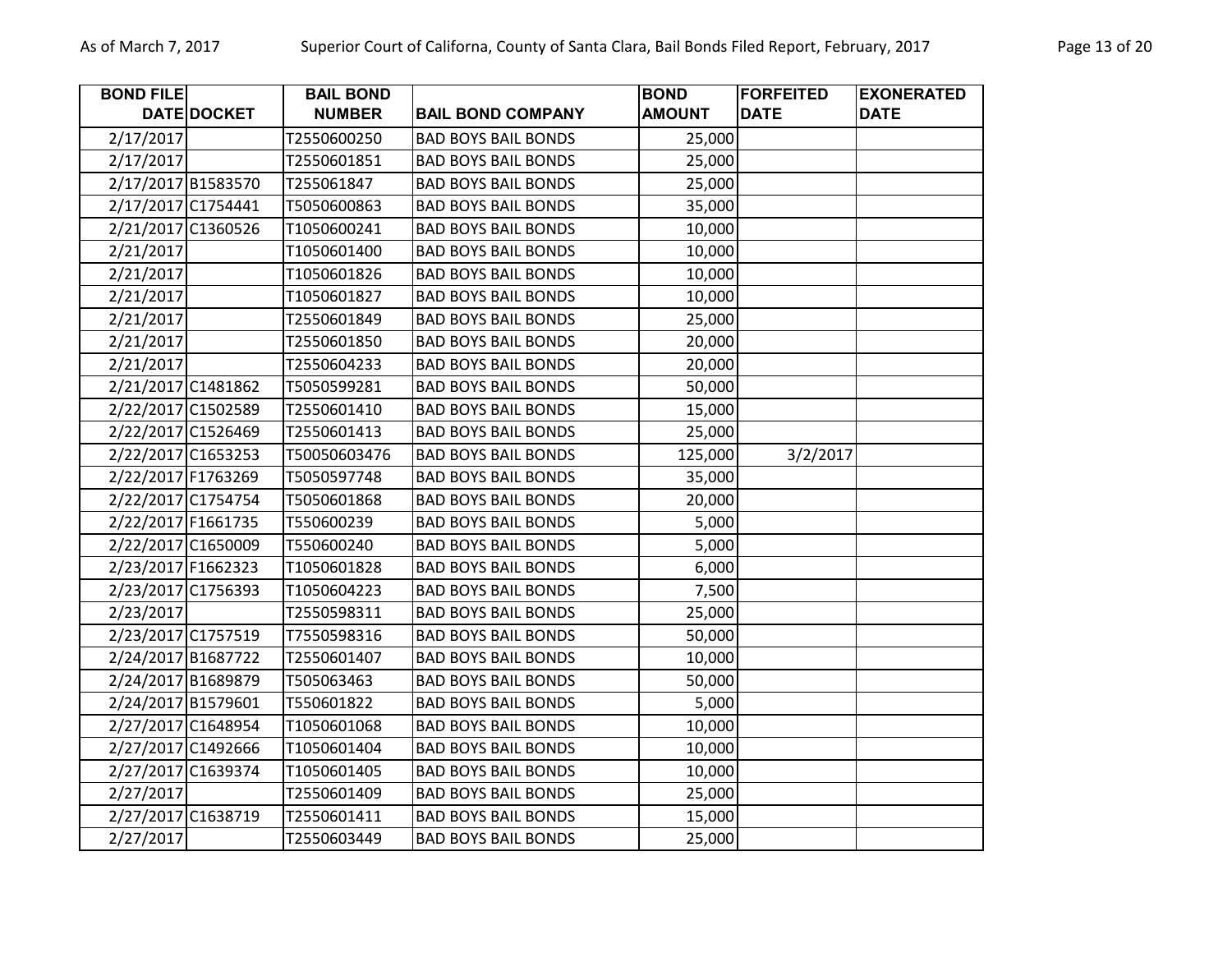| BOND FILE DATE | DOCKET | BAIL BOND NUMBER | BAIL BOND COMPANY | BOND AMOUNT | FORFEITED DATE | EXONERATED DATE |
|---|---|---|---|---|---|---|
| 2/17/2017 | | T2550600250 | BAD BOYS BAIL BONDS | 25,000 | | |
| 2/17/2017 | | T2550601851 | BAD BOYS BAIL BONDS | 25,000 | | |
| 2/17/2017 | B1583570 | T255061847 | BAD BOYS BAIL BONDS | 25,000 | | |
| 2/17/2017 | C1754441 | T5050600863 | BAD BOYS BAIL BONDS | 35,000 | | |
| 2/21/2017 | C1360526 | T1050600241 | BAD BOYS BAIL BONDS | 10,000 | | |
| 2/21/2017 | | T1050601400 | BAD BOYS BAIL BONDS | 10,000 | | |
| 2/21/2017 | | T1050601826 | BAD BOYS BAIL BONDS | 10,000 | | |
| 2/21/2017 | | T1050601827 | BAD BOYS BAIL BONDS | 10,000 | | |
| 2/21/2017 | | T2550601849 | BAD BOYS BAIL BONDS | 25,000 | | |
| 2/21/2017 | | T2550601850 | BAD BOYS BAIL BONDS | 20,000 | | |
| 2/21/2017 | | T2550604233 | BAD BOYS BAIL BONDS | 20,000 | | |
| 2/21/2017 | C1481862 | T5050599281 | BAD BOYS BAIL BONDS | 50,000 | | |
| 2/22/2017 | C1502589 | T2550601410 | BAD BOYS BAIL BONDS | 15,000 | | |
| 2/22/2017 | C1526469 | T2550601413 | BAD BOYS BAIL BONDS | 25,000 | | |
| 2/22/2017 | C1653253 | T50050603476 | BAD BOYS BAIL BONDS | 125,000 | 3/2/2017 | |
| 2/22/2017 | F1763269 | T5050597748 | BAD BOYS BAIL BONDS | 35,000 | | |
| 2/22/2017 | C1754754 | T5050601868 | BAD BOYS BAIL BONDS | 20,000 | | |
| 2/22/2017 | F1661735 | T550600239 | BAD BOYS BAIL BONDS | 5,000 | | |
| 2/22/2017 | C1650009 | T550600240 | BAD BOYS BAIL BONDS | 5,000 | | |
| 2/23/2017 | F1662323 | T1050601828 | BAD BOYS BAIL BONDS | 6,000 | | |
| 2/23/2017 | C1756393 | T1050604223 | BAD BOYS BAIL BONDS | 7,500 | | |
| 2/23/2017 | | T2550598311 | BAD BOYS BAIL BONDS | 25,000 | | |
| 2/23/2017 | C1757519 | T7550598316 | BAD BOYS BAIL BONDS | 50,000 | | |
| 2/24/2017 | B1687722 | T2550601407 | BAD BOYS BAIL BONDS | 10,000 | | |
| 2/24/2017 | B1689879 | T505063463 | BAD BOYS BAIL BONDS | 50,000 | | |
| 2/24/2017 | B1579601 | T550601822 | BAD BOYS BAIL BONDS | 5,000 | | |
| 2/27/2017 | C1648954 | T1050601068 | BAD BOYS BAIL BONDS | 10,000 | | |
| 2/27/2017 | C1492666 | T1050601404 | BAD BOYS BAIL BONDS | 10,000 | | |
| 2/27/2017 | C1639374 | T1050601405 | BAD BOYS BAIL BONDS | 10,000 | | |
| 2/27/2017 | | T2550601409 | BAD BOYS BAIL BONDS | 25,000 | | |
| 2/27/2017 | C1638719 | T2550601411 | BAD BOYS BAIL BONDS | 15,000 | | |
| 2/27/2017 | | T2550603449 | BAD BOYS BAIL BONDS | 25,000 | | |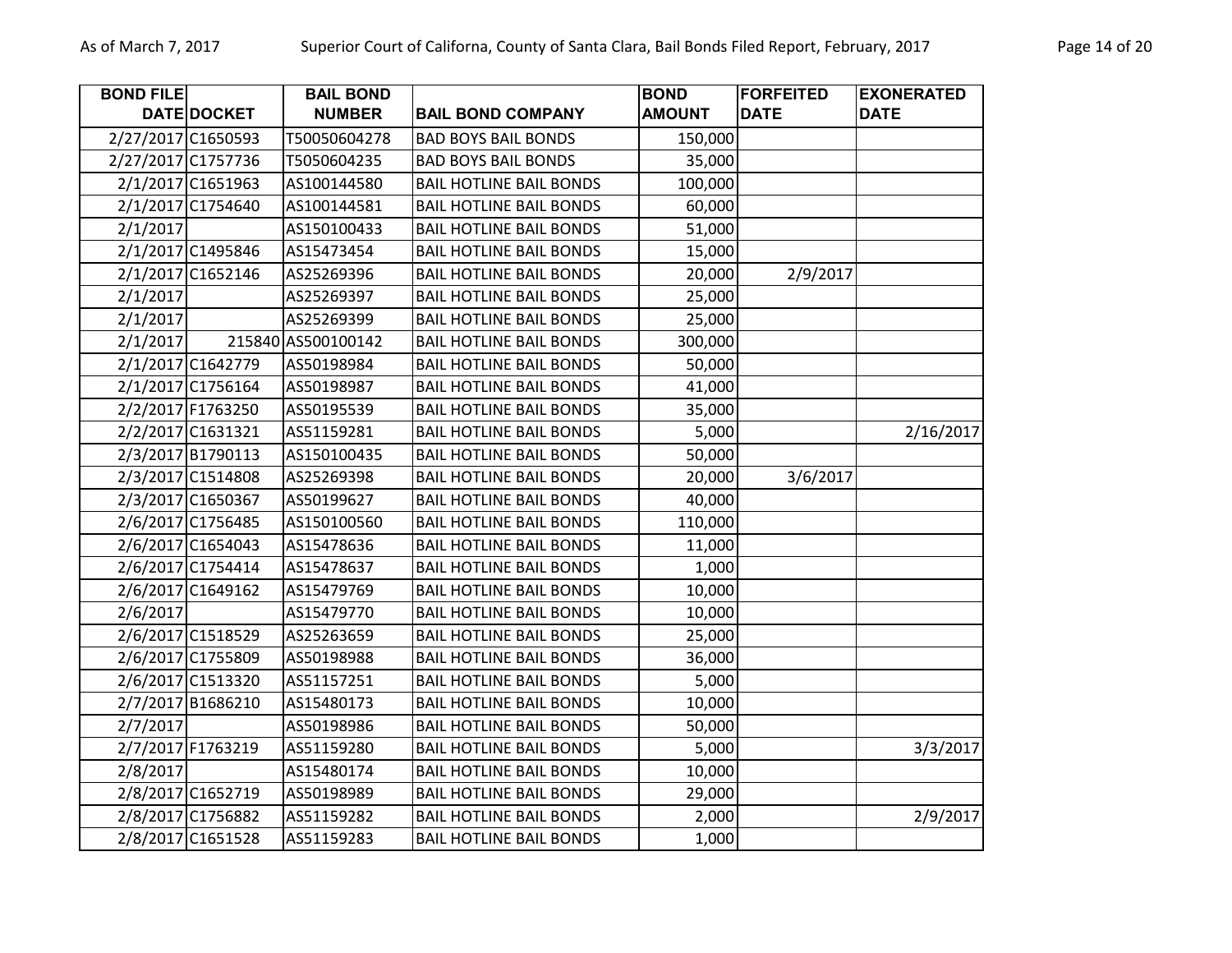| BOND FILE DATE | DOCKET | BAIL BOND NUMBER | BAIL BOND COMPANY | BOND AMOUNT | FORFEITED DATE | EXONERATED DATE |
|---|---|---|---|---|---|---|
| 2/27/2017 | C1650593 | T50050604278 | BAD BOYS BAIL BONDS | 150,000 | | |
| 2/27/2017 | C1757736 | T5050604235 | BAD BOYS BAIL BONDS | 35,000 | | |
| 2/1/2017 | C1651963 | AS100144580 | BAIL HOTLINE BAIL BONDS | 100,000 | | |
| 2/1/2017 | C1754640 | AS100144581 | BAIL HOTLINE BAIL BONDS | 60,000 | | |
| 2/1/2017 | | AS150100433 | BAIL HOTLINE BAIL BONDS | 51,000 | | |
| 2/1/2017 | C1495846 | AS15473454 | BAIL HOTLINE BAIL BONDS | 15,000 | | |
| 2/1/2017 | C1652146 | AS25269396 | BAIL HOTLINE BAIL BONDS | 20,000 | 2/9/2017 | |
| 2/1/2017 | | AS25269397 | BAIL HOTLINE BAIL BONDS | 25,000 | | |
| 2/1/2017 | | AS25269399 | BAIL HOTLINE BAIL BONDS | 25,000 | | |
| 2/1/2017 | 215840 | AS500100142 | BAIL HOTLINE BAIL BONDS | 300,000 | | |
| 2/1/2017 | C1642779 | AS50198984 | BAIL HOTLINE BAIL BONDS | 50,000 | | |
| 2/1/2017 | C1756164 | AS50198987 | BAIL HOTLINE BAIL BONDS | 41,000 | | |
| 2/2/2017 | F1763250 | AS50195539 | BAIL HOTLINE BAIL BONDS | 35,000 | | |
| 2/2/2017 | C1631321 | AS51159281 | BAIL HOTLINE BAIL BONDS | 5,000 | | 2/16/2017 |
| 2/3/2017 | B1790113 | AS150100435 | BAIL HOTLINE BAIL BONDS | 50,000 | | |
| 2/3/2017 | C1514808 | AS25269398 | BAIL HOTLINE BAIL BONDS | 20,000 | 3/6/2017 | |
| 2/3/2017 | C1650367 | AS50199627 | BAIL HOTLINE BAIL BONDS | 40,000 | | |
| 2/6/2017 | C1756485 | AS150100560 | BAIL HOTLINE BAIL BONDS | 110,000 | | |
| 2/6/2017 | C1654043 | AS15478636 | BAIL HOTLINE BAIL BONDS | 11,000 | | |
| 2/6/2017 | C1754414 | AS15478637 | BAIL HOTLINE BAIL BONDS | 1,000 | | |
| 2/6/2017 | C1649162 | AS15479769 | BAIL HOTLINE BAIL BONDS | 10,000 | | |
| 2/6/2017 | | AS15479770 | BAIL HOTLINE BAIL BONDS | 10,000 | | |
| 2/6/2017 | C1518529 | AS25263659 | BAIL HOTLINE BAIL BONDS | 25,000 | | |
| 2/6/2017 | C1755809 | AS50198988 | BAIL HOTLINE BAIL BONDS | 36,000 | | |
| 2/6/2017 | C1513320 | AS51157251 | BAIL HOTLINE BAIL BONDS | 5,000 | | |
| 2/7/2017 | B1686210 | AS15480173 | BAIL HOTLINE BAIL BONDS | 10,000 | | |
| 2/7/2017 | | AS50198986 | BAIL HOTLINE BAIL BONDS | 50,000 | | |
| 2/7/2017 | F1763219 | AS51159280 | BAIL HOTLINE BAIL BONDS | 5,000 | | 3/3/2017 |
| 2/8/2017 | | AS15480174 | BAIL HOTLINE BAIL BONDS | 10,000 | | |
| 2/8/2017 | C1652719 | AS50198989 | BAIL HOTLINE BAIL BONDS | 29,000 | | |
| 2/8/2017 | C1756882 | AS51159282 | BAIL HOTLINE BAIL BONDS | 2,000 | | 2/9/2017 |
| 2/8/2017 | C1651528 | AS51159283 | BAIL HOTLINE BAIL BONDS | 1,000 | | |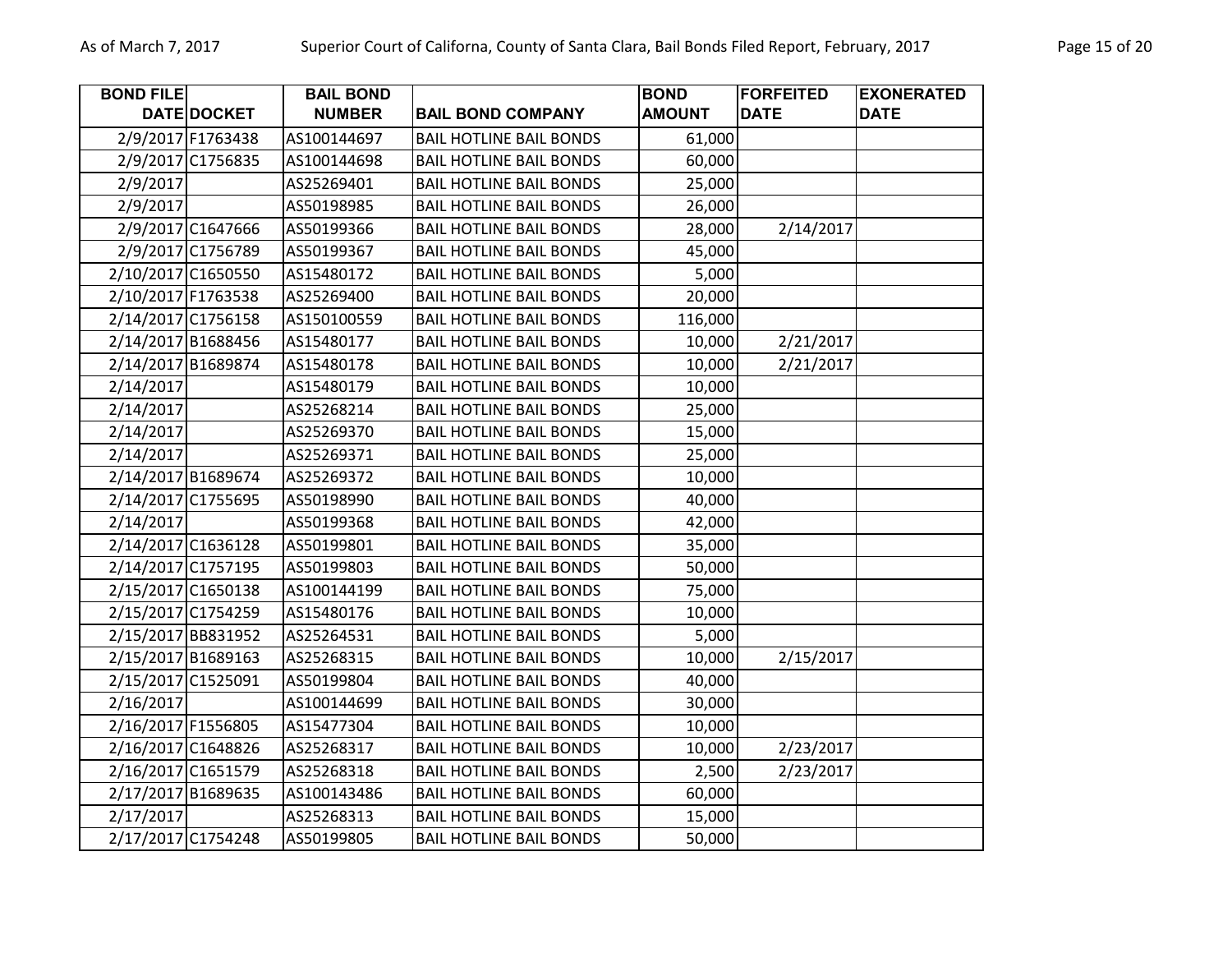| BOND FILE DATE | DOCKET | BAIL BOND NUMBER | BAIL BOND COMPANY | BOND AMOUNT | FORFEITED DATE | EXONERATED DATE |
|---|---|---|---|---|---|---|
| 2/9/2017 | F1763438 | AS100144697 | BAIL HOTLINE BAIL BONDS | 61,000 | | |
| 2/9/2017 | C1756835 | AS100144698 | BAIL HOTLINE BAIL BONDS | 60,000 | | |
| 2/9/2017 | | AS25269401 | BAIL HOTLINE BAIL BONDS | 25,000 | | |
| 2/9/2017 | | AS50198985 | BAIL HOTLINE BAIL BONDS | 26,000 | | |
| 2/9/2017 | C1647666 | AS50199366 | BAIL HOTLINE BAIL BONDS | 28,000 | 2/14/2017 | |
| 2/9/2017 | C1756789 | AS50199367 | BAIL HOTLINE BAIL BONDS | 45,000 | | |
| 2/10/2017 | C1650550 | AS15480172 | BAIL HOTLINE BAIL BONDS | 5,000 | | |
| 2/10/2017 | F1763538 | AS25269400 | BAIL HOTLINE BAIL BONDS | 20,000 | | |
| 2/14/2017 | C1756158 | AS150100559 | BAIL HOTLINE BAIL BONDS | 116,000 | | |
| 2/14/2017 | B1688456 | AS15480177 | BAIL HOTLINE BAIL BONDS | 10,000 | 2/21/2017 | |
| 2/14/2017 | B1689874 | AS15480178 | BAIL HOTLINE BAIL BONDS | 10,000 | 2/21/2017 | |
| 2/14/2017 | | AS15480179 | BAIL HOTLINE BAIL BONDS | 10,000 | | |
| 2/14/2017 | | AS25268214 | BAIL HOTLINE BAIL BONDS | 25,000 | | |
| 2/14/2017 | | AS25269370 | BAIL HOTLINE BAIL BONDS | 15,000 | | |
| 2/14/2017 | | AS25269371 | BAIL HOTLINE BAIL BONDS | 25,000 | | |
| 2/14/2017 | B1689674 | AS25269372 | BAIL HOTLINE BAIL BONDS | 10,000 | | |
| 2/14/2017 | C1755695 | AS50198990 | BAIL HOTLINE BAIL BONDS | 40,000 | | |
| 2/14/2017 | | AS50199368 | BAIL HOTLINE BAIL BONDS | 42,000 | | |
| 2/14/2017 | C1636128 | AS50199801 | BAIL HOTLINE BAIL BONDS | 35,000 | | |
| 2/14/2017 | C1757195 | AS50199803 | BAIL HOTLINE BAIL BONDS | 50,000 | | |
| 2/15/2017 | C1650138 | AS100144199 | BAIL HOTLINE BAIL BONDS | 75,000 | | |
| 2/15/2017 | C1754259 | AS15480176 | BAIL HOTLINE BAIL BONDS | 10,000 | | |
| 2/15/2017 | BB831952 | AS25264531 | BAIL HOTLINE BAIL BONDS | 5,000 | | |
| 2/15/2017 | B1689163 | AS25268315 | BAIL HOTLINE BAIL BONDS | 10,000 | 2/15/2017 | |
| 2/15/2017 | C1525091 | AS50199804 | BAIL HOTLINE BAIL BONDS | 40,000 | | |
| 2/16/2017 | | AS100144699 | BAIL HOTLINE BAIL BONDS | 30,000 | | |
| 2/16/2017 | F1556805 | AS15477304 | BAIL HOTLINE BAIL BONDS | 10,000 | | |
| 2/16/2017 | C1648826 | AS25268317 | BAIL HOTLINE BAIL BONDS | 10,000 | 2/23/2017 | |
| 2/16/2017 | C1651579 | AS25268318 | BAIL HOTLINE BAIL BONDS | 2,500 | 2/23/2017 | |
| 2/17/2017 | B1689635 | AS100143486 | BAIL HOTLINE BAIL BONDS | 60,000 | | |
| 2/17/2017 | | AS25268313 | BAIL HOTLINE BAIL BONDS | 15,000 | | |
| 2/17/2017 | C1754248 | AS50199805 | BAIL HOTLINE BAIL BONDS | 50,000 | | |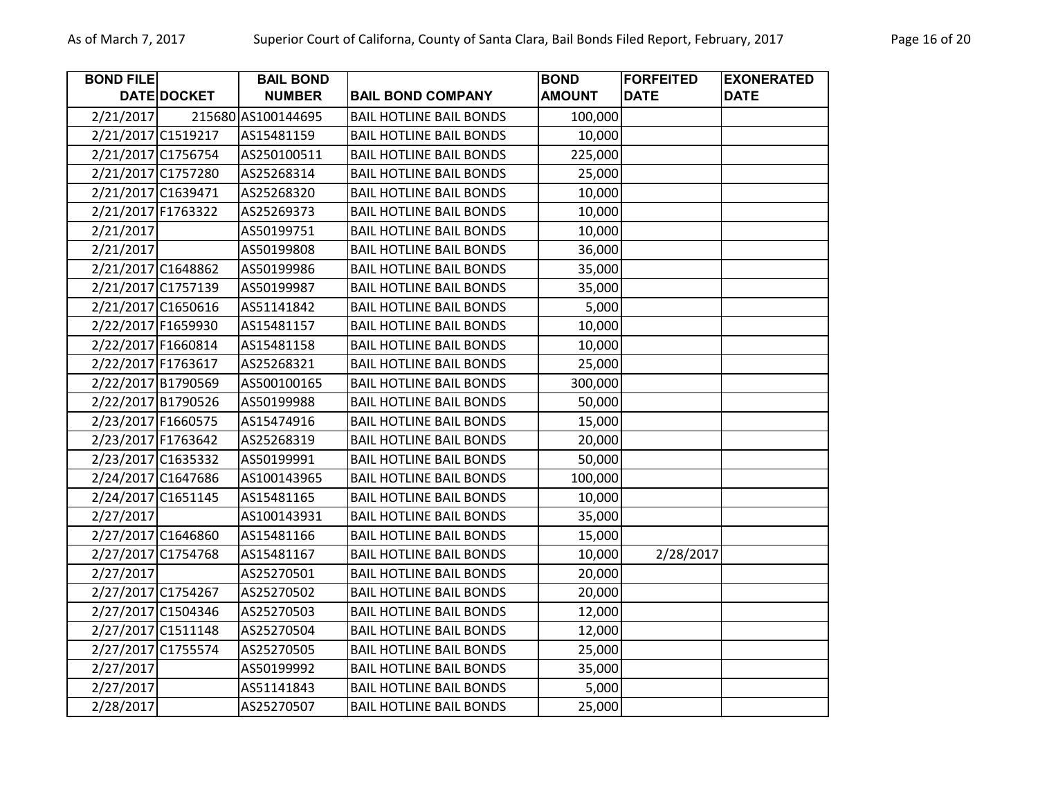| BOND FILE DATE | DOCKET | BAIL BOND NUMBER | BAIL BOND COMPANY | BOND AMOUNT | FORFEITED DATE | EXONERATED DATE |
|---|---|---|---|---|---|---|
| 2/21/2017 | 215680 | AS100144695 | BAIL HOTLINE BAIL BONDS | 100,000 | | |
| 2/21/2017 | C1519217 | AS15481159 | BAIL HOTLINE BAIL BONDS | 10,000 | | |
| 2/21/2017 | C1756754 | AS250100511 | BAIL HOTLINE BAIL BONDS | 225,000 | | |
| 2/21/2017 | C1757280 | AS25268314 | BAIL HOTLINE BAIL BONDS | 25,000 | | |
| 2/21/2017 | C1639471 | AS25268320 | BAIL HOTLINE BAIL BONDS | 10,000 | | |
| 2/21/2017 | F1763322 | AS25269373 | BAIL HOTLINE BAIL BONDS | 10,000 | | |
| 2/21/2017 | | AS50199751 | BAIL HOTLINE BAIL BONDS | 10,000 | | |
| 2/21/2017 | | AS50199808 | BAIL HOTLINE BAIL BONDS | 36,000 | | |
| 2/21/2017 | C1648862 | AS50199986 | BAIL HOTLINE BAIL BONDS | 35,000 | | |
| 2/21/2017 | C1757139 | AS50199987 | BAIL HOTLINE BAIL BONDS | 35,000 | | |
| 2/21/2017 | C1650616 | AS51141842 | BAIL HOTLINE BAIL BONDS | 5,000 | | |
| 2/22/2017 | F1659930 | AS15481157 | BAIL HOTLINE BAIL BONDS | 10,000 | | |
| 2/22/2017 | F1660814 | AS15481158 | BAIL HOTLINE BAIL BONDS | 10,000 | | |
| 2/22/2017 | F1763617 | AS25268321 | BAIL HOTLINE BAIL BONDS | 25,000 | | |
| 2/22/2017 | B1790569 | AS500100165 | BAIL HOTLINE BAIL BONDS | 300,000 | | |
| 2/22/2017 | B1790526 | AS50199988 | BAIL HOTLINE BAIL BONDS | 50,000 | | |
| 2/23/2017 | F1660575 | AS15474916 | BAIL HOTLINE BAIL BONDS | 15,000 | | |
| 2/23/2017 | F1763642 | AS25268319 | BAIL HOTLINE BAIL BONDS | 20,000 | | |
| 2/23/2017 | C1635332 | AS50199991 | BAIL HOTLINE BAIL BONDS | 50,000 | | |
| 2/24/2017 | C1647686 | AS100143965 | BAIL HOTLINE BAIL BONDS | 100,000 | | |
| 2/24/2017 | C1651145 | AS15481165 | BAIL HOTLINE BAIL BONDS | 10,000 | | |
| 2/27/2017 | | AS100143931 | BAIL HOTLINE BAIL BONDS | 35,000 | | |
| 2/27/2017 | C1646860 | AS15481166 | BAIL HOTLINE BAIL BONDS | 15,000 | | |
| 2/27/2017 | C1754768 | AS15481167 | BAIL HOTLINE BAIL BONDS | 10,000 | 2/28/2017 | |
| 2/27/2017 | | AS25270501 | BAIL HOTLINE BAIL BONDS | 20,000 | | |
| 2/27/2017 | C1754267 | AS25270502 | BAIL HOTLINE BAIL BONDS | 20,000 | | |
| 2/27/2017 | C1504346 | AS25270503 | BAIL HOTLINE BAIL BONDS | 12,000 | | |
| 2/27/2017 | C1511148 | AS25270504 | BAIL HOTLINE BAIL BONDS | 12,000 | | |
| 2/27/2017 | C1755574 | AS25270505 | BAIL HOTLINE BAIL BONDS | 25,000 | | |
| 2/27/2017 | | AS50199992 | BAIL HOTLINE BAIL BONDS | 35,000 | | |
| 2/27/2017 | | AS51141843 | BAIL HOTLINE BAIL BONDS | 5,000 | | |
| 2/28/2017 | | AS25270507 | BAIL HOTLINE BAIL BONDS | 25,000 | | |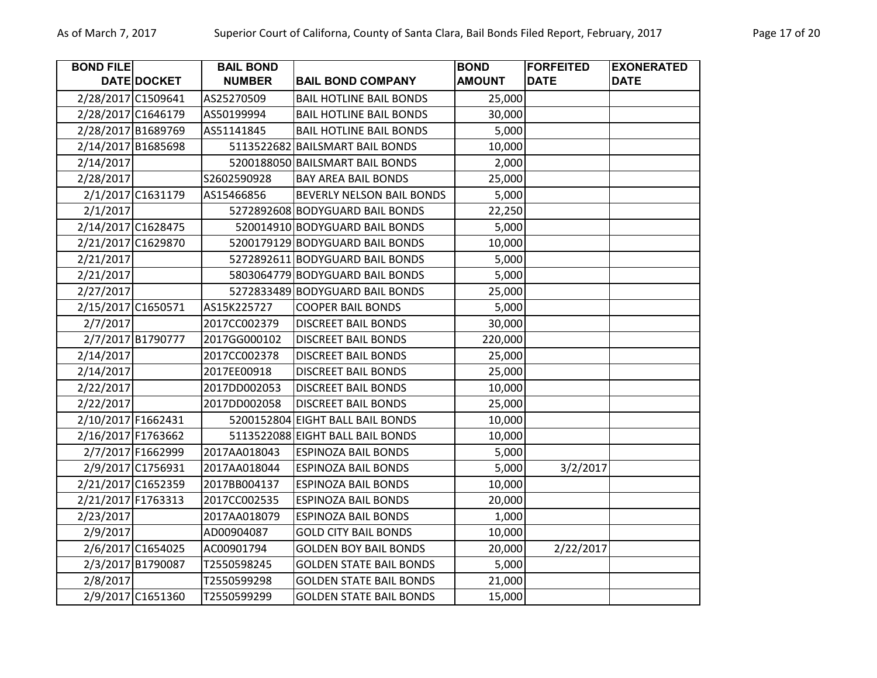| BOND FILE DATE | DOCKET | BAIL BOND NUMBER | BAIL BOND COMPANY | BOND AMOUNT | FORFEITED DATE | EXONERATED DATE |
|---|---|---|---|---|---|---|
| 2/28/2017 | C1509641 | AS25270509 | BAIL HOTLINE BAIL BONDS | 25,000 | | |
| 2/28/2017 | C1646179 | AS50199994 | BAIL HOTLINE BAIL BONDS | 30,000 | | |
| 2/28/2017 | B1689769 | AS51141845 | BAIL HOTLINE BAIL BONDS | 5,000 | | |
| 2/14/2017 | B1685698 | 5113522682 | BAILSMART BAIL BONDS | 10,000 | | |
| 2/14/2017 | | 5200188050 | BAILSMART BAIL BONDS | 2,000 | | |
| 2/28/2017 | | S2602590928 | BAY AREA BAIL BONDS | 25,000 | | |
| 2/1/2017 | C1631179 | AS15466856 | BEVERLY NELSON BAIL BONDS | 5,000 | | |
| 2/1/2017 | | 5272892608 | BODYGUARD BAIL BONDS | 22,250 | | |
| 2/14/2017 | C1628475 | 520014910 | BODYGUARD BAIL BONDS | 5,000 | | |
| 2/21/2017 | C1629870 | 5200179129 | BODYGUARD BAIL BONDS | 10,000 | | |
| 2/21/2017 | | 5272892611 | BODYGUARD BAIL BONDS | 5,000 | | |
| 2/21/2017 | | 5803064779 | BODYGUARD BAIL BONDS | 5,000 | | |
| 2/27/2017 | | 5272833489 | BODYGUARD BAIL BONDS | 25,000 | | |
| 2/15/2017 | C1650571 | AS15K225727 | COOPER BAIL BONDS | 5,000 | | |
| 2/7/2017 | | 2017CC002379 | DISCREET BAIL BONDS | 30,000 | | |
| 2/7/2017 | B1790777 | 2017GG000102 | DISCREET BAIL BONDS | 220,000 | | |
| 2/14/2017 | | 2017CC002378 | DISCREET BAIL BONDS | 25,000 | | |
| 2/14/2017 | | 2017EE00918 | DISCREET BAIL BONDS | 25,000 | | |
| 2/22/2017 | | 2017DD002053 | DISCREET BAIL BONDS | 10,000 | | |
| 2/22/2017 | | 2017DD002058 | DISCREET BAIL BONDS | 25,000 | | |
| 2/10/2017 | F1662431 | 5200152804 | EIGHT BALL BAIL BONDS | 10,000 | | |
| 2/16/2017 | F1763662 | 5113522088 | EIGHT BALL BAIL BONDS | 10,000 | | |
| 2/7/2017 | F1662999 | 2017AA018043 | ESPINOZA BAIL BONDS | 5,000 | | |
| 2/9/2017 | C1756931 | 2017AA018044 | ESPINOZA BAIL BONDS | 5,000 | 3/2/2017 | |
| 2/21/2017 | C1652359 | 2017BB004137 | ESPINOZA BAIL BONDS | 10,000 | | |
| 2/21/2017 | F1763313 | 2017CC002535 | ESPINOZA BAIL BONDS | 20,000 | | |
| 2/23/2017 | | 2017AA018079 | ESPINOZA BAIL BONDS | 1,000 | | |
| 2/9/2017 | | AD00904087 | GOLD CITY BAIL BONDS | 10,000 | | |
| 2/6/2017 | C1654025 | AC00901794 | GOLDEN BOY BAIL BONDS | 20,000 | 2/22/2017 | |
| 2/3/2017 | B1790087 | T2550598245 | GOLDEN STATE BAIL BONDS | 5,000 | | |
| 2/8/2017 | | T2550599298 | GOLDEN STATE BAIL BONDS | 21,000 | | |
| 2/9/2017 | C1651360 | T2550599299 | GOLDEN STATE BAIL BONDS | 15,000 | | |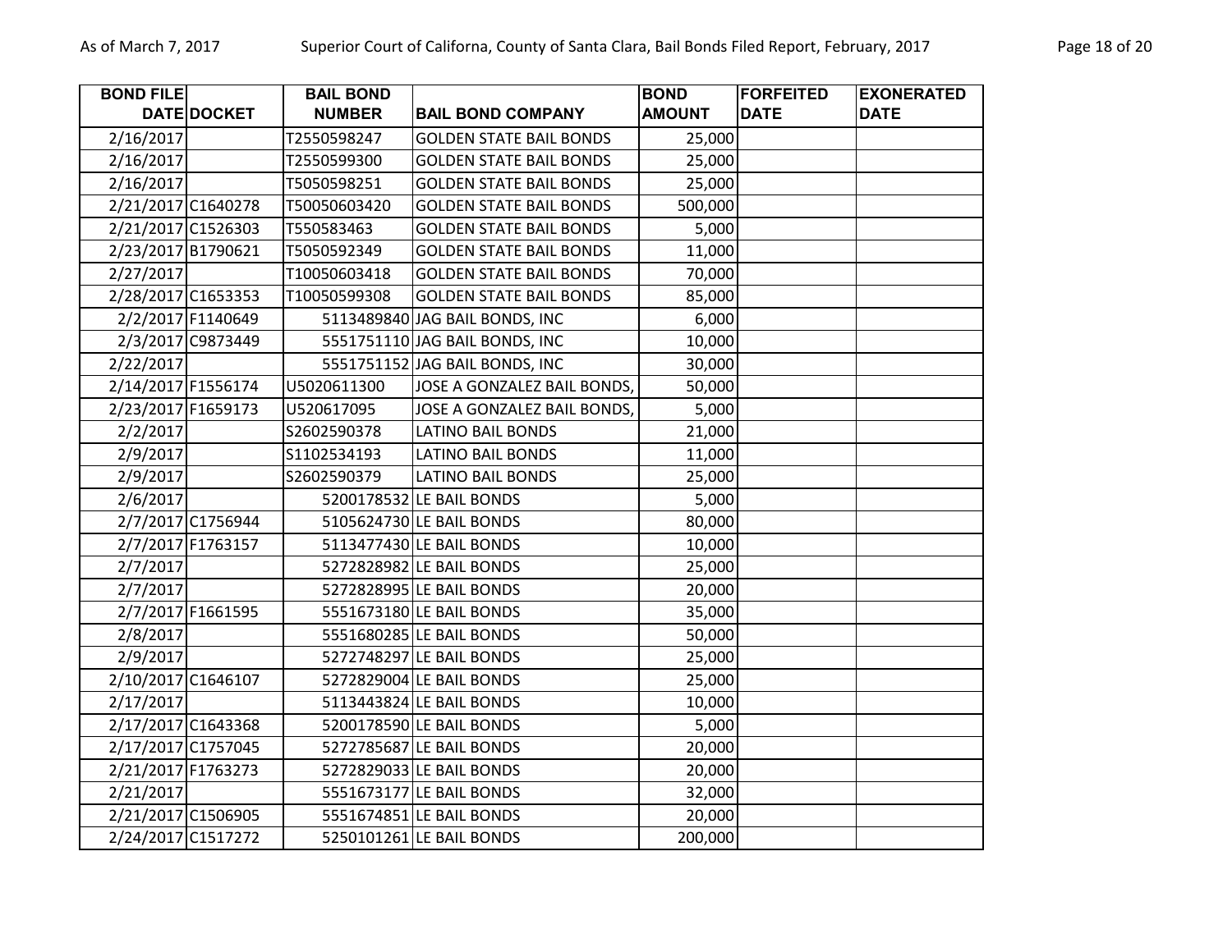| BOND FILE DATE | DOCKET | BAIL BOND NUMBER | BAIL BOND COMPANY | BOND AMOUNT | FORFEITED DATE | EXONERATED DATE |
|---|---|---|---|---|---|---|
| 2/16/2017 | | T2550598247 | GOLDEN STATE BAIL BONDS | 25,000 | | |
| 2/16/2017 | | T2550599300 | GOLDEN STATE BAIL BONDS | 25,000 | | |
| 2/16/2017 | | T5050598251 | GOLDEN STATE BAIL BONDS | 25,000 | | |
| 2/21/2017 | C1640278 | T50050603420 | GOLDEN STATE BAIL BONDS | 500,000 | | |
| 2/21/2017 | C1526303 | T550583463 | GOLDEN STATE BAIL BONDS | 5,000 | | |
| 2/23/2017 | B1790621 | T5050592349 | GOLDEN STATE BAIL BONDS | 11,000 | | |
| 2/27/2017 | | T10050603418 | GOLDEN STATE BAIL BONDS | 70,000 | | |
| 2/28/2017 | C1653353 | T10050599308 | GOLDEN STATE BAIL BONDS | 85,000 | | |
| 2/2/2017 | F1140649 | 5113489840 | JAG BAIL BONDS, INC | 6,000 | | |
| 2/3/2017 | C9873449 | 5551751110 | JAG BAIL BONDS, INC | 10,000 | | |
| 2/22/2017 | | 5551751152 | JAG BAIL BONDS, INC | 30,000 | | |
| 2/14/2017 | F1556174 | U5020611300 | JOSE A GONZALEZ BAIL BONDS, | 50,000 | | |
| 2/23/2017 | F1659173 | U520617095 | JOSE A GONZALEZ BAIL BONDS, | 5,000 | | |
| 2/2/2017 | | S2602590378 | LATINO BAIL BONDS | 21,000 | | |
| 2/9/2017 | | S1102534193 | LATINO BAIL BONDS | 11,000 | | |
| 2/9/2017 | | S2602590379 | LATINO BAIL BONDS | 25,000 | | |
| 2/6/2017 | | 5200178532 | LE BAIL BONDS | 5,000 | | |
| 2/7/2017 | C1756944 | 5105624730 | LE BAIL BONDS | 80,000 | | |
| 2/7/2017 | F1763157 | 5113477430 | LE BAIL BONDS | 10,000 | | |
| 2/7/2017 | | 5272828982 | LE BAIL BONDS | 25,000 | | |
| 2/7/2017 | | 5272828995 | LE BAIL BONDS | 20,000 | | |
| 2/7/2017 | F1661595 | 5551673180 | LE BAIL BONDS | 35,000 | | |
| 2/8/2017 | | 5551680285 | LE BAIL BONDS | 50,000 | | |
| 2/9/2017 | | 5272748297 | LE BAIL BONDS | 25,000 | | |
| 2/10/2017 | C1646107 | 5272829004 | LE BAIL BONDS | 25,000 | | |
| 2/17/2017 | | 5113443824 | LE BAIL BONDS | 10,000 | | |
| 2/17/2017 | C1643368 | 5200178590 | LE BAIL BONDS | 5,000 | | |
| 2/17/2017 | C1757045 | 5272785687 | LE BAIL BONDS | 20,000 | | |
| 2/21/2017 | F1763273 | 5272829033 | LE BAIL BONDS | 20,000 | | |
| 2/21/2017 | | 5551673177 | LE BAIL BONDS | 32,000 | | |
| 2/21/2017 | C1506905 | 5551674851 | LE BAIL BONDS | 20,000 | | |
| 2/24/2017 | C1517272 | 5250101261 | LE BAIL BONDS | 200,000 | | |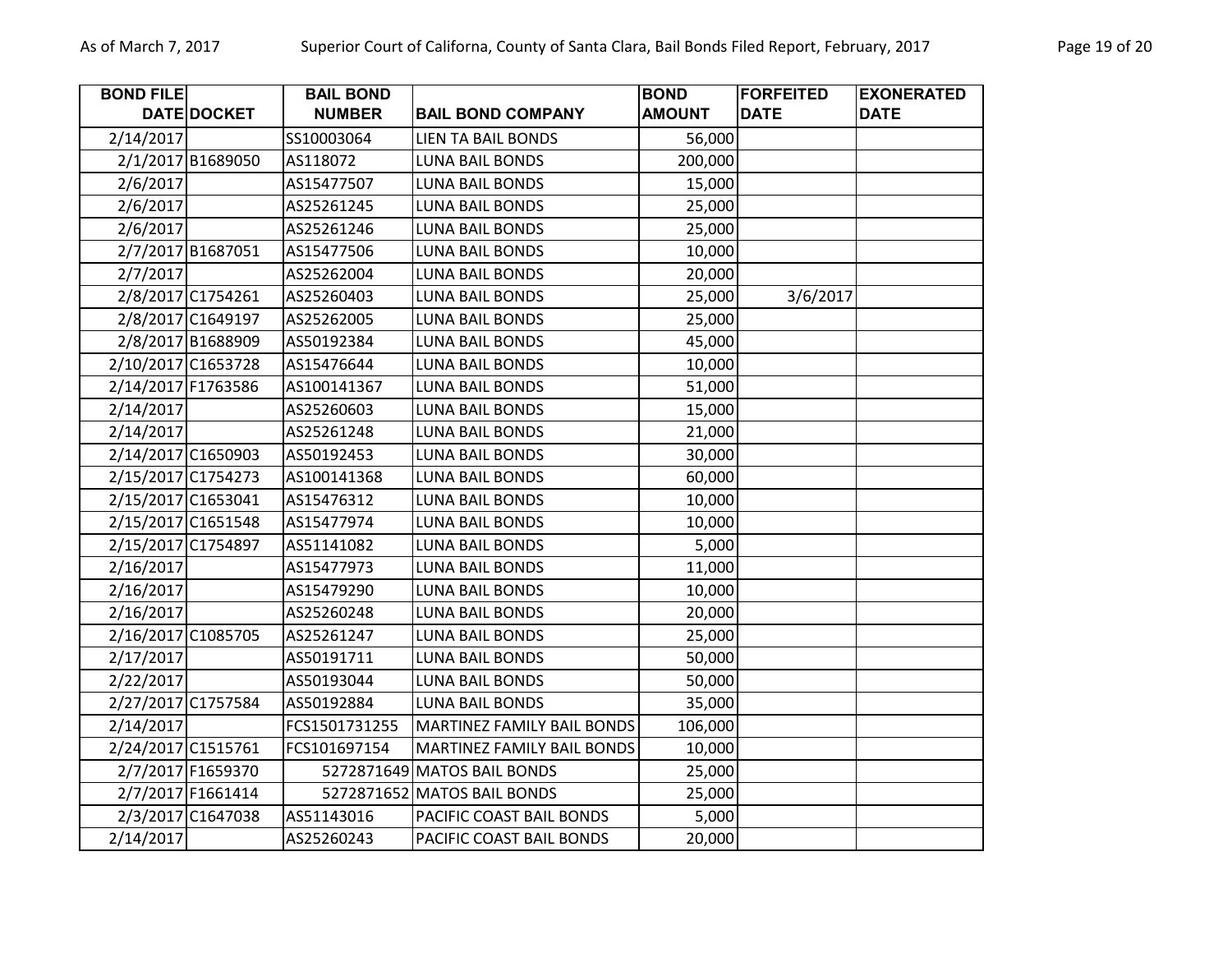| BOND FILE DATE | DOCKET | BAIL BOND NUMBER | BAIL BOND COMPANY | BOND AMOUNT | FORFEITED DATE | EXONERATED DATE |
|---|---|---|---|---|---|---|
| 2/14/2017 | | SS10003064 | LIEN TA BAIL BONDS | 56,000 | | |
| 2/1/2017 | B1689050 | AS118072 | LUNA BAIL BONDS | 200,000 | | |
| 2/6/2017 | | AS15477507 | LUNA BAIL BONDS | 15,000 | | |
| 2/6/2017 | | AS25261245 | LUNA BAIL BONDS | 25,000 | | |
| 2/6/2017 | | AS25261246 | LUNA BAIL BONDS | 25,000 | | |
| 2/7/2017 | B1687051 | AS15477506 | LUNA BAIL BONDS | 10,000 | | |
| 2/7/2017 | | AS25262004 | LUNA BAIL BONDS | 20,000 | | |
| 2/8/2017 | C1754261 | AS25260403 | LUNA BAIL BONDS | 25,000 | 3/6/2017 | |
| 2/8/2017 | C1649197 | AS25262005 | LUNA BAIL BONDS | 25,000 | | |
| 2/8/2017 | B1688909 | AS50192384 | LUNA BAIL BONDS | 45,000 | | |
| 2/10/2017 | C1653728 | AS15476644 | LUNA BAIL BONDS | 10,000 | | |
| 2/14/2017 | F1763586 | AS100141367 | LUNA BAIL BONDS | 51,000 | | |
| 2/14/2017 | | AS25260603 | LUNA BAIL BONDS | 15,000 | | |
| 2/14/2017 | | AS25261248 | LUNA BAIL BONDS | 21,000 | | |
| 2/14/2017 | C1650903 | AS50192453 | LUNA BAIL BONDS | 30,000 | | |
| 2/15/2017 | C1754273 | AS100141368 | LUNA BAIL BONDS | 60,000 | | |
| 2/15/2017 | C1653041 | AS15476312 | LUNA BAIL BONDS | 10,000 | | |
| 2/15/2017 | C1651548 | AS15477974 | LUNA BAIL BONDS | 10,000 | | |
| 2/15/2017 | C1754897 | AS51141082 | LUNA BAIL BONDS | 5,000 | | |
| 2/16/2017 | | AS15477973 | LUNA BAIL BONDS | 11,000 | | |
| 2/16/2017 | | AS15479290 | LUNA BAIL BONDS | 10,000 | | |
| 2/16/2017 | | AS25260248 | LUNA BAIL BONDS | 20,000 | | |
| 2/16/2017 | C1085705 | AS25261247 | LUNA BAIL BONDS | 25,000 | | |
| 2/17/2017 | | AS50191711 | LUNA BAIL BONDS | 50,000 | | |
| 2/22/2017 | | AS50193044 | LUNA BAIL BONDS | 50,000 | | |
| 2/27/2017 | C1757584 | AS50192884 | LUNA BAIL BONDS | 35,000 | | |
| 2/14/2017 | | FCS1501731255 | MARTINEZ FAMILY BAIL BONDS | 106,000 | | |
| 2/24/2017 | C1515761 | FCS101697154 | MARTINEZ FAMILY BAIL BONDS | 10,000 | | |
| 2/7/2017 | F1659370 | 5272871649 | MATOS BAIL BONDS | 25,000 | | |
| 2/7/2017 | F1661414 | 5272871652 | MATOS BAIL BONDS | 25,000 | | |
| 2/3/2017 | C1647038 | AS51143016 | PACIFIC COAST BAIL BONDS | 5,000 | | |
| 2/14/2017 | | AS25260243 | PACIFIC COAST BAIL BONDS | 20,000 | | |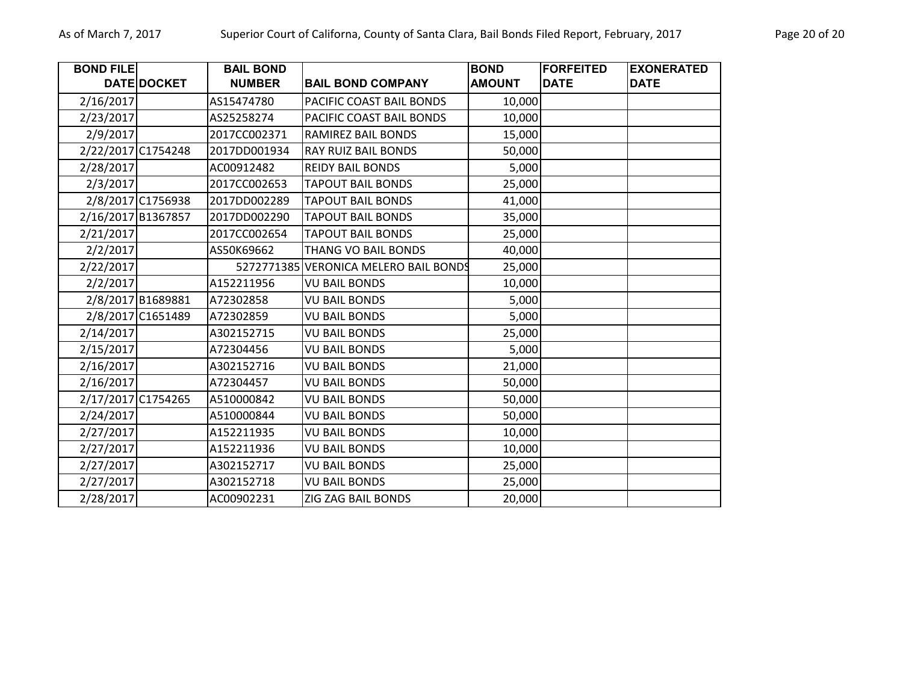| BOND FILE DATE | DOCKET | BAIL BOND NUMBER | BAIL BOND COMPANY | BOND AMOUNT | FORFEITED DATE | EXONERATED DATE |
|---|---|---|---|---|---|---|
| 2/16/2017 | | AS15474780 | PACIFIC COAST BAIL BONDS | 10,000 | | |
| 2/23/2017 | | AS25258274 | PACIFIC COAST BAIL BONDS | 10,000 | | |
| 2/9/2017 | | 2017CC002371 | RAMIREZ BAIL BONDS | 15,000 | | |
| 2/22/2017 | C1754248 | 2017DD001934 | RAY RUIZ BAIL BONDS | 50,000 | | |
| 2/28/2017 | | AC00912482 | REIDY BAIL BONDS | 5,000 | | |
| 2/3/2017 | | 2017CC002653 | TAPOUT BAIL BONDS | 25,000 | | |
| 2/8/2017 | C1756938 | 2017DD002289 | TAPOUT BAIL BONDS | 41,000 | | |
| 2/16/2017 | B1367857 | 2017DD002290 | TAPOUT BAIL BONDS | 35,000 | | |
| 2/21/2017 | | 2017CC002654 | TAPOUT BAIL BONDS | 25,000 | | |
| 2/2/2017 | | AS50K69662 | THANG VO BAIL BONDS | 40,000 | | |
| 2/22/2017 | | 5272771385 | VERONICA MELERO BAIL BONDS | 25,000 | | |
| 2/2/2017 | | A152211956 | VU BAIL BONDS | 10,000 | | |
| 2/8/2017 | B1689881 | A72302858 | VU BAIL BONDS | 5,000 | | |
| 2/8/2017 | C1651489 | A72302859 | VU BAIL BONDS | 5,000 | | |
| 2/14/2017 | | A302152715 | VU BAIL BONDS | 25,000 | | |
| 2/15/2017 | | A72304456 | VU BAIL BONDS | 5,000 | | |
| 2/16/2017 | | A302152716 | VU BAIL BONDS | 21,000 | | |
| 2/16/2017 | | A72304457 | VU BAIL BONDS | 50,000 | | |
| 2/17/2017 | C1754265 | A510000842 | VU BAIL BONDS | 50,000 | | |
| 2/24/2017 | | A510000844 | VU BAIL BONDS | 50,000 | | |
| 2/27/2017 | | A152211935 | VU BAIL BONDS | 10,000 | | |
| 2/27/2017 | | A152211936 | VU BAIL BONDS | 10,000 | | |
| 2/27/2017 | | A302152717 | VU BAIL BONDS | 25,000 | | |
| 2/27/2017 | | A302152718 | VU BAIL BONDS | 25,000 | | |
| 2/28/2017 | | AC00902231 | ZIG ZAG BAIL BONDS | 20,000 | | |